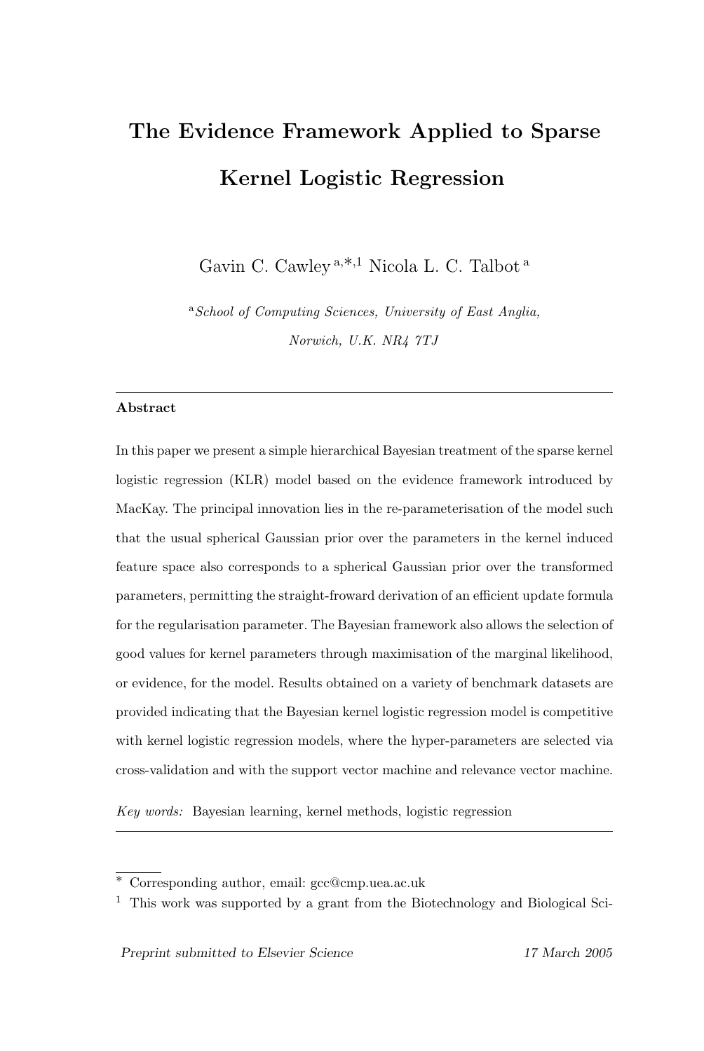# The Evidence Framework Applied to Sparse Kernel Logistic Regression

Gavin C. Cawley [a,*,1] Nicola L. C. Talbot [a]

[a] *School of Computing Sciences, University of East Anglia, Norwich, U.K. NR4 7TJ*

---

**Abstract**

In this paper we present a simple hierarchical Bayesian treatment of the sparse kernel logistic regression (KLR) model based on the evidence framework introduced by MacKay. The principal innovation lies in the re-parameterisation of the model such that the usual spherical Gaussian prior over the parameters in the kernel induced feature space also corresponds to a spherical Gaussian prior over the transformed parameters, permitting the straight-froward derivation of an efficient update formula for the regularisation parameter. The Bayesian framework also allows the selection of good values for kernel parameters through maximisation of the marginal likelihood, or evidence, for the model. Results obtained on a variety of benchmark datasets are provided indicating that the Bayesian kernel logistic regression model is competitive with kernel logistic regression models, where the hyper-parameters are selected via cross-validation and with the support vector machine and relevance vector machine.

*Key words:* Bayesian learning, kernel methods, logistic regression

---

[*] Corresponding author, email: gcc@cmp.uea.ac.uk

[1] This work was supported by a grant from the Biotechnology and Biological Sci-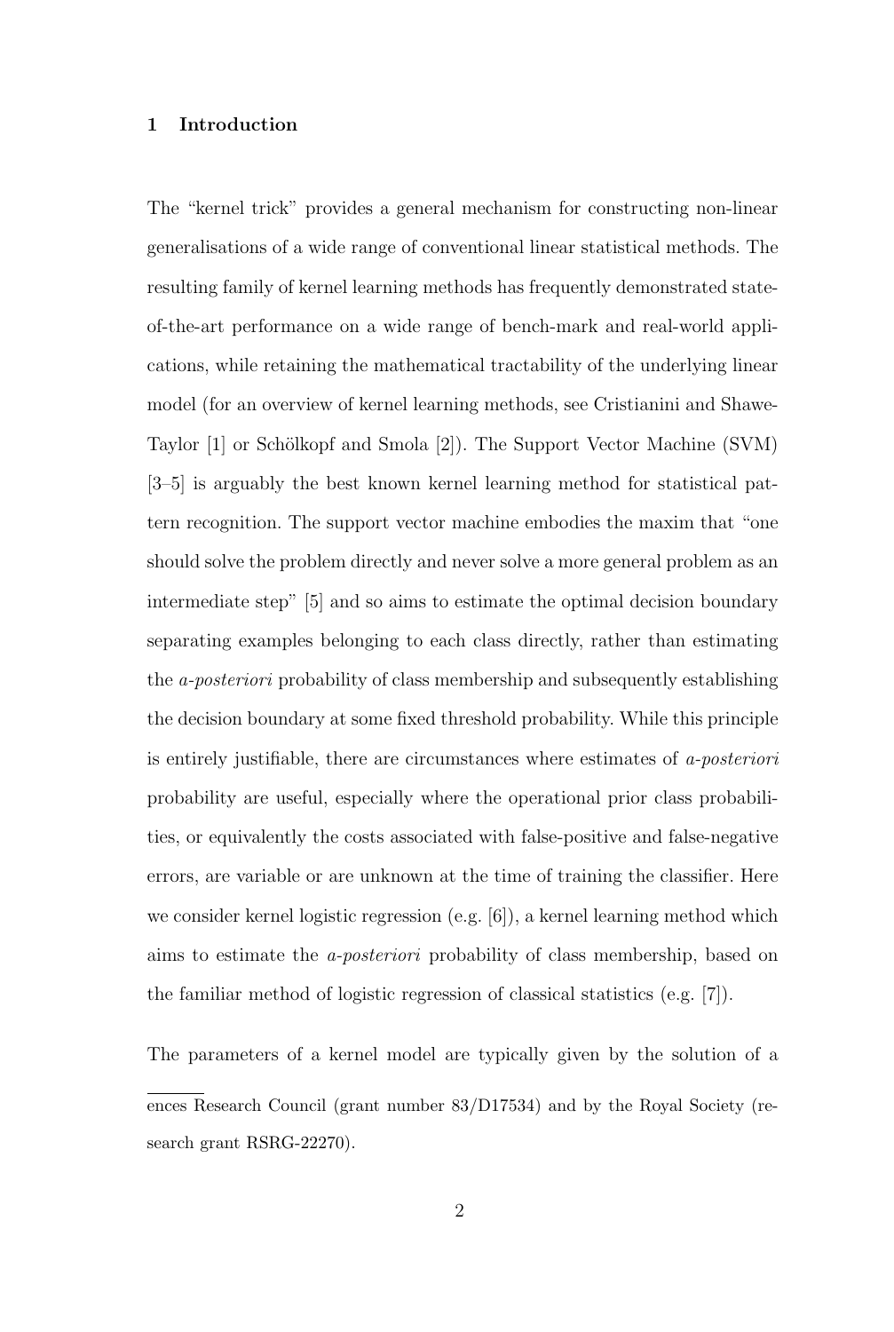## 1 Introduction

The "kernel trick" provides a general mechanism for constructing non-linear generalisations of a wide range of conventional linear statistical methods. The resulting family of kernel learning methods has frequently demonstrated state-of-the-art performance on a wide range of bench-mark and real-world applications, while retaining the mathematical tractability of the underlying linear model (for an overview of kernel learning methods, see Cristianini and Shawe-Taylor [1] or Schölkopf and Smola [2]). The Support Vector Machine (SVM) [3–5] is arguably the best known kernel learning method for statistical pattern recognition. The support vector machine embodies the maxim that "one should solve the problem directly and never solve a more general problem as an intermediate step" [5] and so aims to estimate the optimal decision boundary separating examples belonging to each class directly, rather than estimating the *a-posteriori* probability of class membership and subsequently establishing the decision boundary at some fixed threshold probability. While this principle is entirely justifiable, there are circumstances where estimates of *a-posteriori* probability are useful, especially where the operational prior class probabilities, or equivalently the costs associated with false-positive and false-negative errors, are variable or are unknown at the time of training the classifier. Here we consider kernel logistic regression (e.g. [6]), a kernel learning method which aims to estimate the *a-posteriori* probability of class membership, based on the familiar method of logistic regression of classical statistics (e.g. [7]).

The parameters of a kernel model are typically given by the solution of a

ences Research Council (grant number 83/D17534) and by the Royal Society (research grant RSRG-22270).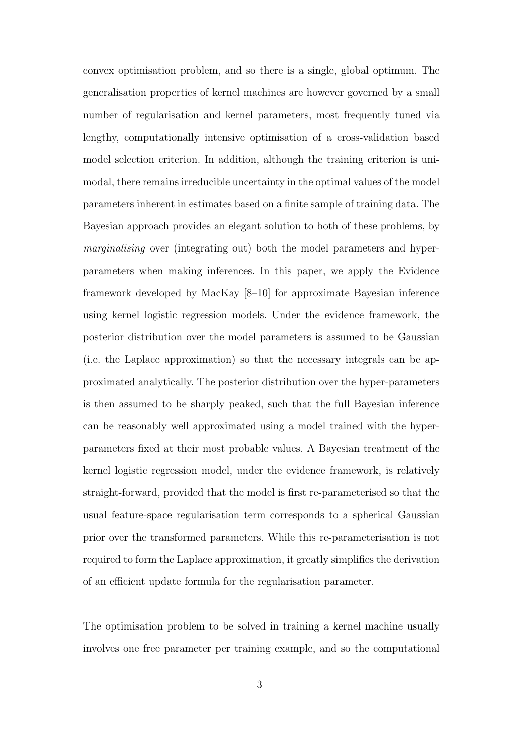convex optimisation problem, and so there is a single, global optimum. The generalisation properties of kernel machines are however governed by a small number of regularisation and kernel parameters, most frequently tuned via lengthy, computationally intensive optimisation of a cross-validation based model selection criterion. In addition, although the training criterion is unimodal, there remains irreducible uncertainty in the optimal values of the model parameters inherent in estimates based on a finite sample of training data. The Bayesian approach provides an elegant solution to both of these problems, by *marginalising* over (integrating out) both the model parameters and hyper-parameters when making inferences. In this paper, we apply the Evidence framework developed by MacKay [8–10] for approximate Bayesian inference using kernel logistic regression models. Under the evidence framework, the posterior distribution over the model parameters is assumed to be Gaussian (i.e. the Laplace approximation) so that the necessary integrals can be approximated analytically. The posterior distribution over the hyper-parameters is then assumed to be sharply peaked, such that the full Bayesian inference can be reasonably well approximated using a model trained with the hyper-parameters fixed at their most probable values. A Bayesian treatment of the kernel logistic regression model, under the evidence framework, is relatively straight-forward, provided that the model is first re-parameterised so that the usual feature-space regularisation term corresponds to a spherical Gaussian prior over the transformed parameters. While this re-parameterisation is not required to form the Laplace approximation, it greatly simplifies the derivation of an efficient update formula for the regularisation parameter.

The optimisation problem to be solved in training a kernel machine usually involves one free parameter per training example, and so the computational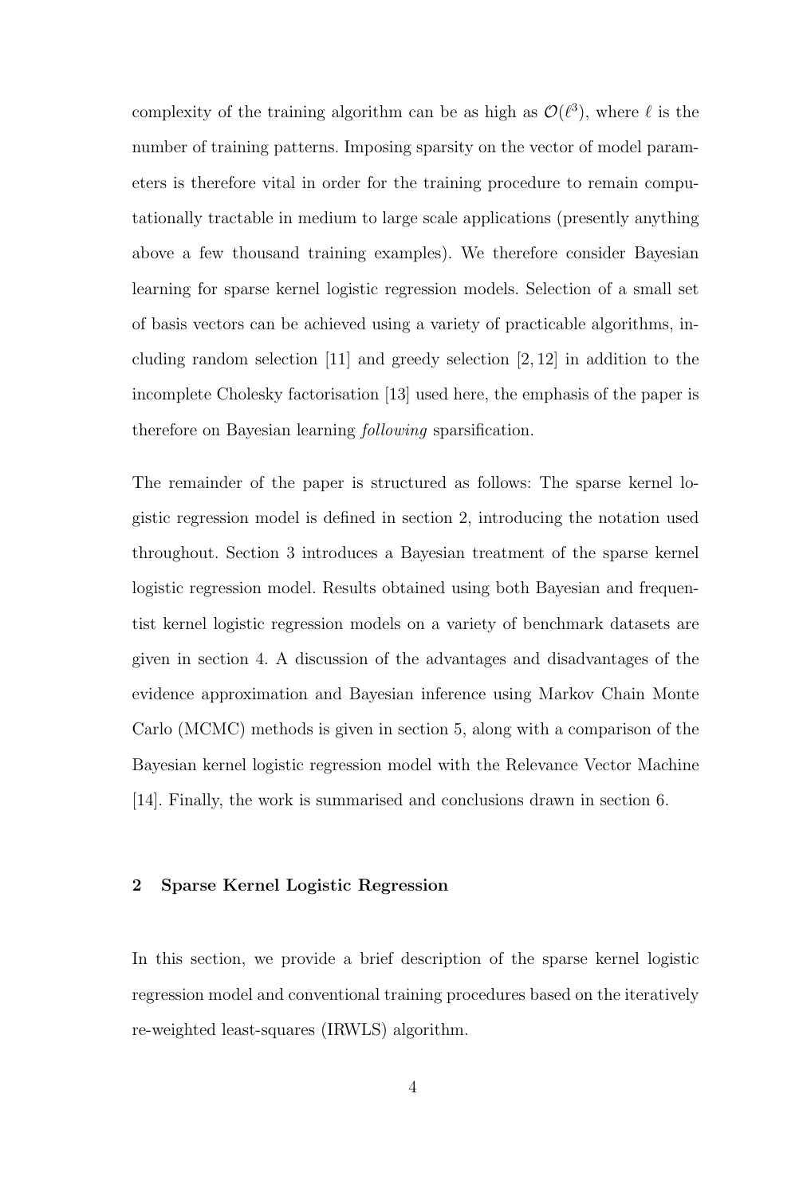complexity of the training algorithm can be as high as $\mathcal{O}(\ell^3)$, where $\ell$ is the number of training patterns. Imposing sparsity on the vector of model parameters is therefore vital in order for the training procedure to remain computationally tractable in medium to large scale applications (presently anything above a few thousand training examples). We therefore consider Bayesian learning for sparse kernel logistic regression models. Selection of a small set of basis vectors can be achieved using a variety of practicable algorithms, including random selection [11] and greedy selection [2, 12] in addition to the incomplete Cholesky factorisation [13] used here, the emphasis of the paper is therefore on Bayesian learning *following* sparsification.

The remainder of the paper is structured as follows: The sparse kernel logistic regression model is defined in section 2, introducing the notation used throughout. Section 3 introduces a Bayesian treatment of the sparse kernel logistic regression model. Results obtained using both Bayesian and frequentist kernel logistic regression models on a variety of benchmark datasets are given in section 4. A discussion of the advantages and disadvantages of the evidence approximation and Bayesian inference using Markov Chain Monte Carlo (MCMC) methods is given in section 5, along with a comparison of the Bayesian kernel logistic regression model with the Relevance Vector Machine [14]. Finally, the work is summarised and conclusions drawn in section 6.

## 2 Sparse Kernel Logistic Regression

In this section, we provide a brief description of the sparse kernel logistic regression model and conventional training procedures based on the iteratively re-weighted least-squares (IRWLS) algorithm.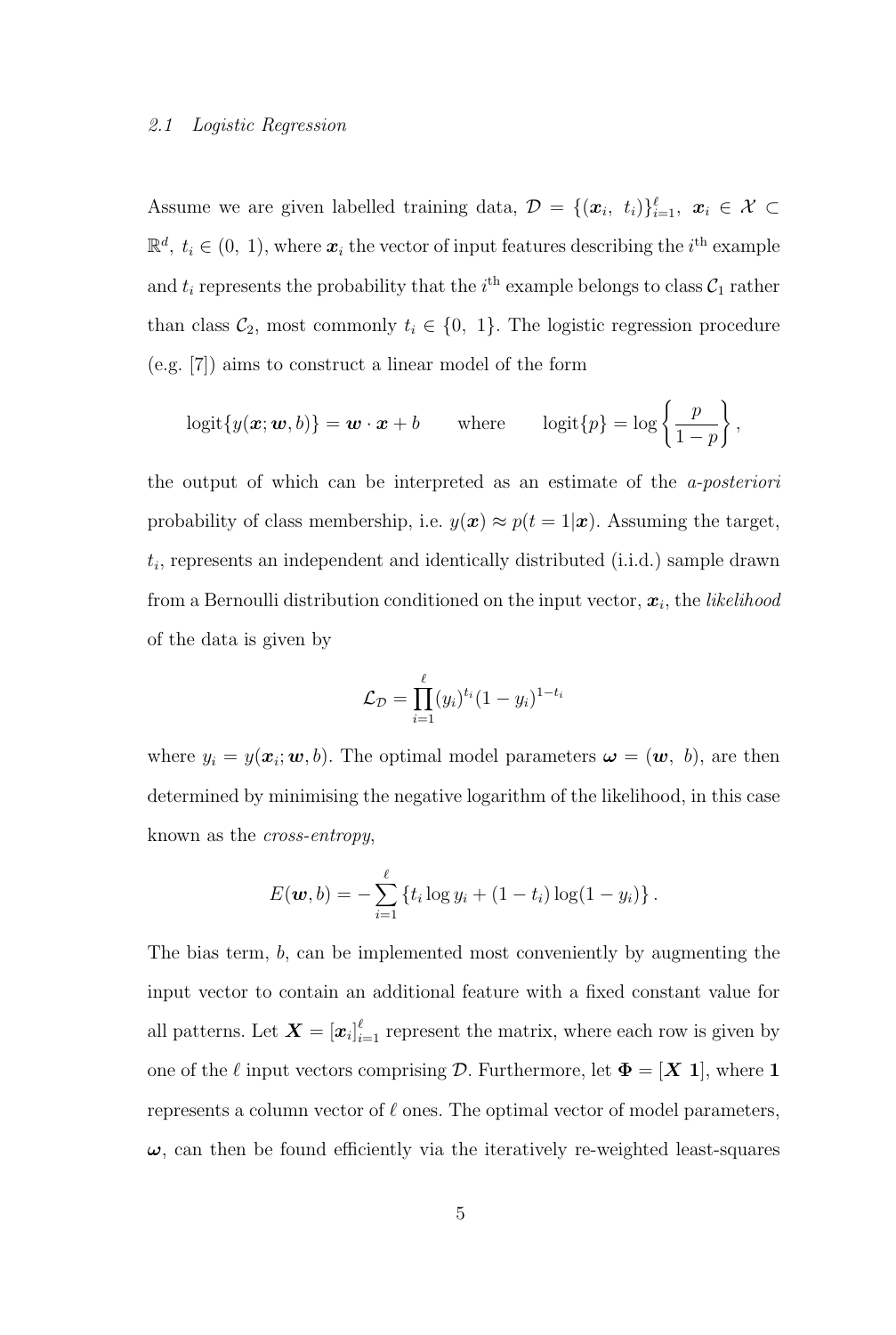### 2.1 Logistic Regression

Assume we are given labelled training data, $\mathcal{D} = \{(\boldsymbol{x}_i,\ t_i)\}_{i=1}^{\ell},\ \boldsymbol{x}_i \in \mathcal{X} \subset \mathbb{R}^d,\ t_i \in (0,\ 1)$, where $\boldsymbol{x}_i$ the vector of input features describing the $i^{\text{th}}$ example and $t_i$ represents the probability that the $i^{\text{th}}$ example belongs to class $\mathcal{C}_1$ rather than class $\mathcal{C}_2$, most commonly $t_i \in \{0,\ 1\}$. The logistic regression procedure (e.g. [7]) aims to construct a linear model of the form

$$\text{logit}\{y(\boldsymbol{x}; \boldsymbol{w}, b)\} = \boldsymbol{w} \cdot \boldsymbol{x} + b \qquad \text{where} \qquad \text{logit}\{p\} = \log\left\{\frac{p}{1-p}\right\},$$

the output of which can be interpreted as an estimate of the *a-posteriori* probability of class membership, i.e. $y(\boldsymbol{x}) \approx p(t = 1|\boldsymbol{x})$. Assuming the target, $t_i$, represents an independent and identically distributed (i.i.d.) sample drawn from a Bernoulli distribution conditioned on the input vector, $\boldsymbol{x}_i$, the *likelihood* of the data is given by

$$\mathcal{L}_{\mathcal{D}} = \prod_{i=1}^{\ell} (y_i)^{t_i} (1 - y_i)^{1-t_i}$$

where $y_i = y(\boldsymbol{x}_i; \boldsymbol{w}, b)$. The optimal model parameters $\boldsymbol{\omega} = (\boldsymbol{w},\ b)$, are then determined by minimising the negative logarithm of the likelihood, in this case known as the *cross-entropy*,

$$E(\boldsymbol{w}, b) = -\sum_{i=1}^{\ell} \left\{ t_i \log y_i + (1 - t_i) \log(1 - y_i) \right\}.$$

The bias term, $b$, can be implemented most conveniently by augmenting the input vector to contain an additional feature with a fixed constant value for all patterns. Let $\boldsymbol{X} = [\boldsymbol{x}_i]_{i=1}^{\ell}$ represent the matrix, where each row is given by one of the $\ell$ input vectors comprising $\mathcal{D}$. Furthermore, let $\boldsymbol{\Phi} = [\boldsymbol{X}\ \boldsymbol{1}]$, where $\boldsymbol{1}$ represents a column vector of $\ell$ ones. The optimal vector of model parameters, $\boldsymbol{\omega}$, can then be found efficiently via the iteratively re-weighted least-squares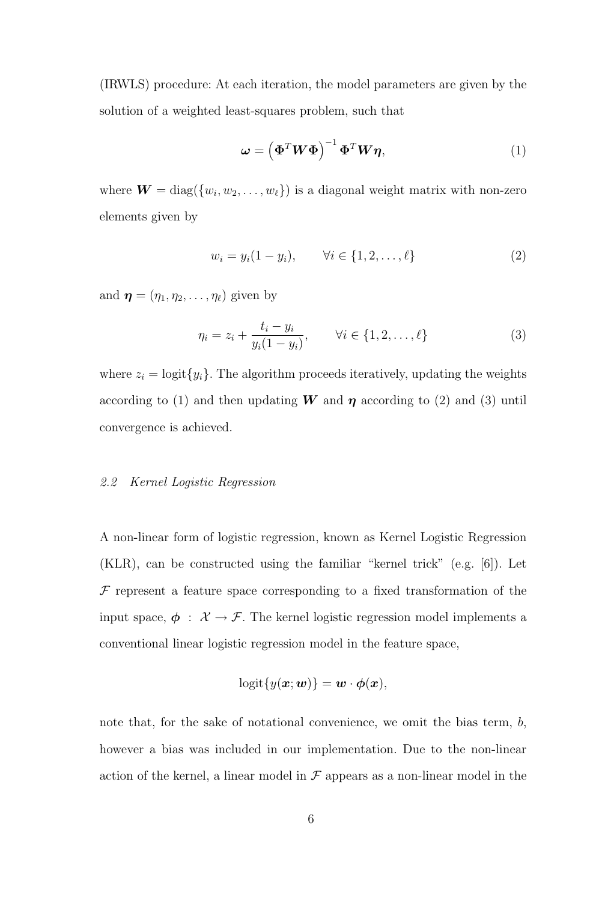(IRWLS) procedure: At each iteration, the model parameters are given by the solution of a weighted least-squares problem, such that

$$\boldsymbol{\omega} = \left(\boldsymbol{\Phi}^T \boldsymbol{W} \boldsymbol{\Phi}\right)^{-1} \boldsymbol{\Phi}^T \boldsymbol{W} \boldsymbol{\eta}, \tag{1}$$

where $\boldsymbol{W} = \text{diag}(\{w_i, w_2, \ldots, w_\ell\})$ is a diagonal weight matrix with non-zero elements given by

$$w_i = y_i(1 - y_i), \qquad \forall i \in \{1, 2, \ldots, \ell\} \tag{2}$$

and $\boldsymbol{\eta} = (\eta_1, \eta_2, \ldots, \eta_\ell)$ given by

$$\eta_i = z_i + \frac{t_i - y_i}{y_i(1 - y_i)}, \qquad \forall i \in \{1, 2, \ldots, \ell\} \tag{3}$$

where $z_i = \text{logit}\{y_i\}$. The algorithm proceeds iteratively, updating the weights according to (1) and then updating $\boldsymbol{W}$ and $\boldsymbol{\eta}$ according to (2) and (3) until convergence is achieved.

### *2.2 Kernel Logistic Regression*

A non-linear form of logistic regression, known as Kernel Logistic Regression (KLR), can be constructed using the familiar "kernel trick" (e.g. [6]). Let $\mathcal{F}$ represent a feature space corresponding to a fixed transformation of the input space, $\boldsymbol{\phi} : \mathcal{X} \to \mathcal{F}$. The kernel logistic regression model implements a conventional linear logistic regression model in the feature space,

$$\text{logit}\{y(\boldsymbol{x}; \boldsymbol{w})\} = \boldsymbol{w} \cdot \boldsymbol{\phi}(\boldsymbol{x}),$$

note that, for the sake of notational convenience, we omit the bias term, $b$, however a bias was included in our implementation. Due to the non-linear action of the kernel, a linear model in $\mathcal{F}$ appears as a non-linear model in the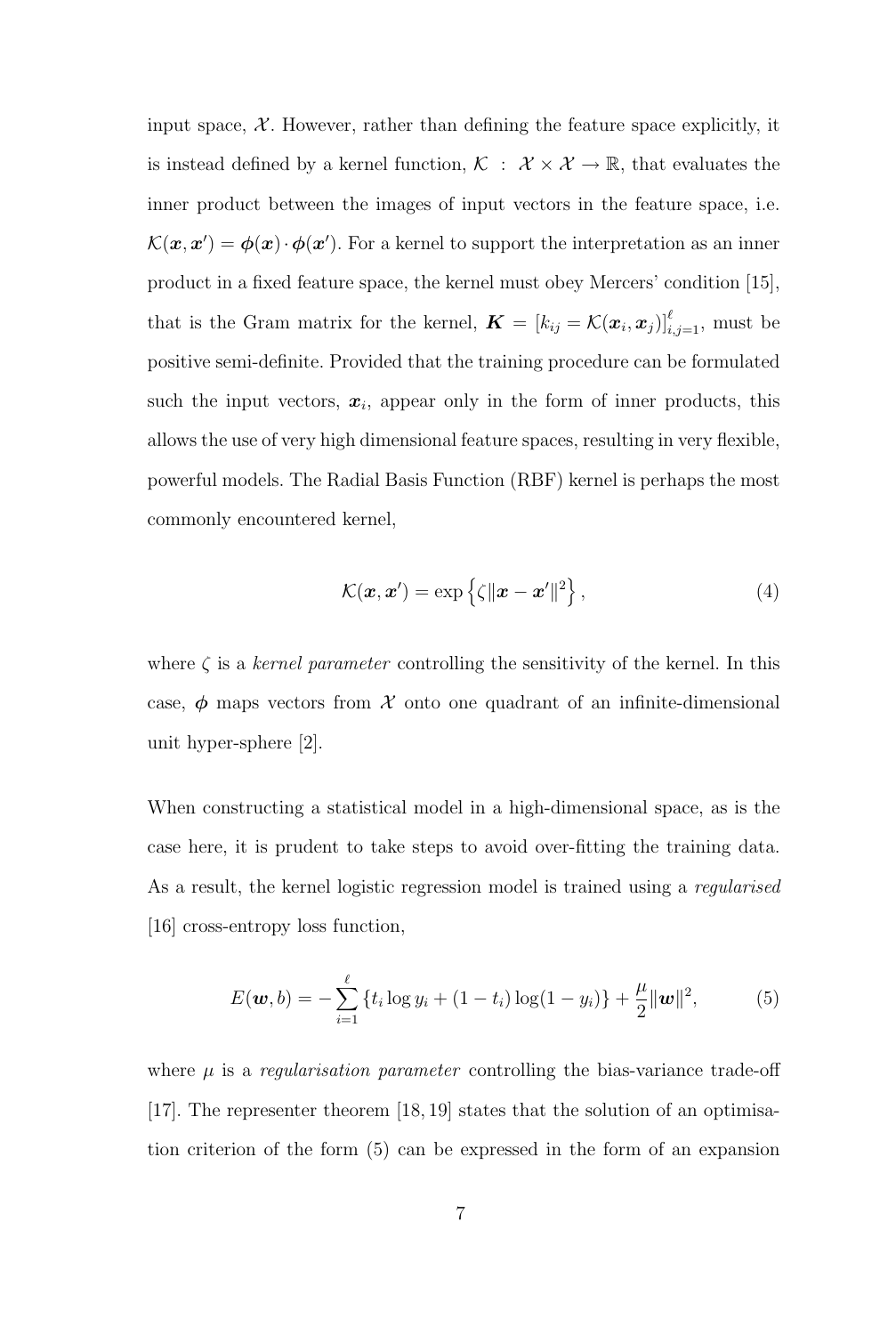input space, $\mathcal{X}$. However, rather than defining the feature space explicitly, it is instead defined by a kernel function, $\mathcal{K} : \mathcal{X} \times \mathcal{X} \rightarrow \mathbb{R}$, that evaluates the inner product between the images of input vectors in the feature space, i.e. $\mathcal{K}(\boldsymbol{x}, \boldsymbol{x}') = \boldsymbol{\phi}(\boldsymbol{x}) \cdot \boldsymbol{\phi}(\boldsymbol{x}')$. For a kernel to support the interpretation as an inner product in a fixed feature space, the kernel must obey Mercers' condition [15], that is the Gram matrix for the kernel, $\boldsymbol{K} = [k_{ij} = \mathcal{K}(\boldsymbol{x}_i, \boldsymbol{x}_j)]_{i,j=1}^{\ell}$, must be positive semi-definite. Provided that the training procedure can be formulated such the input vectors, $\boldsymbol{x}_i$, appear only in the form of inner products, this allows the use of very high dimensional feature spaces, resulting in very flexible, powerful models. The Radial Basis Function (RBF) kernel is perhaps the most commonly encountered kernel,

$$\mathcal{K}(\boldsymbol{x}, \boldsymbol{x}') = \exp\left\{\zeta \|\boldsymbol{x} - \boldsymbol{x}'\|^2\right\}, \tag{4}$$

where $\zeta$ is a *kernel parameter* controlling the sensitivity of the kernel. In this case, $\boldsymbol{\phi}$ maps vectors from $\mathcal{X}$ onto one quadrant of an infinite-dimensional unit hyper-sphere [2].

When constructing a statistical model in a high-dimensional space, as is the case here, it is prudent to take steps to avoid over-fitting the training data. As a result, the kernel logistic regression model is trained using a *regularised* [16] cross-entropy loss function,

$$E(\boldsymbol{w}, b) = -\sum_{i=1}^{\ell} \left\{ t_i \log y_i + (1 - t_i) \log(1 - y_i) \right\} + \frac{\mu}{2} \|\boldsymbol{w}\|^2, \tag{5}$$

where $\mu$ is a *regularisation parameter* controlling the bias-variance trade-off [17]. The representer theorem [18, 19] states that the solution of an optimisation criterion of the form (5) can be expressed in the form of an expansion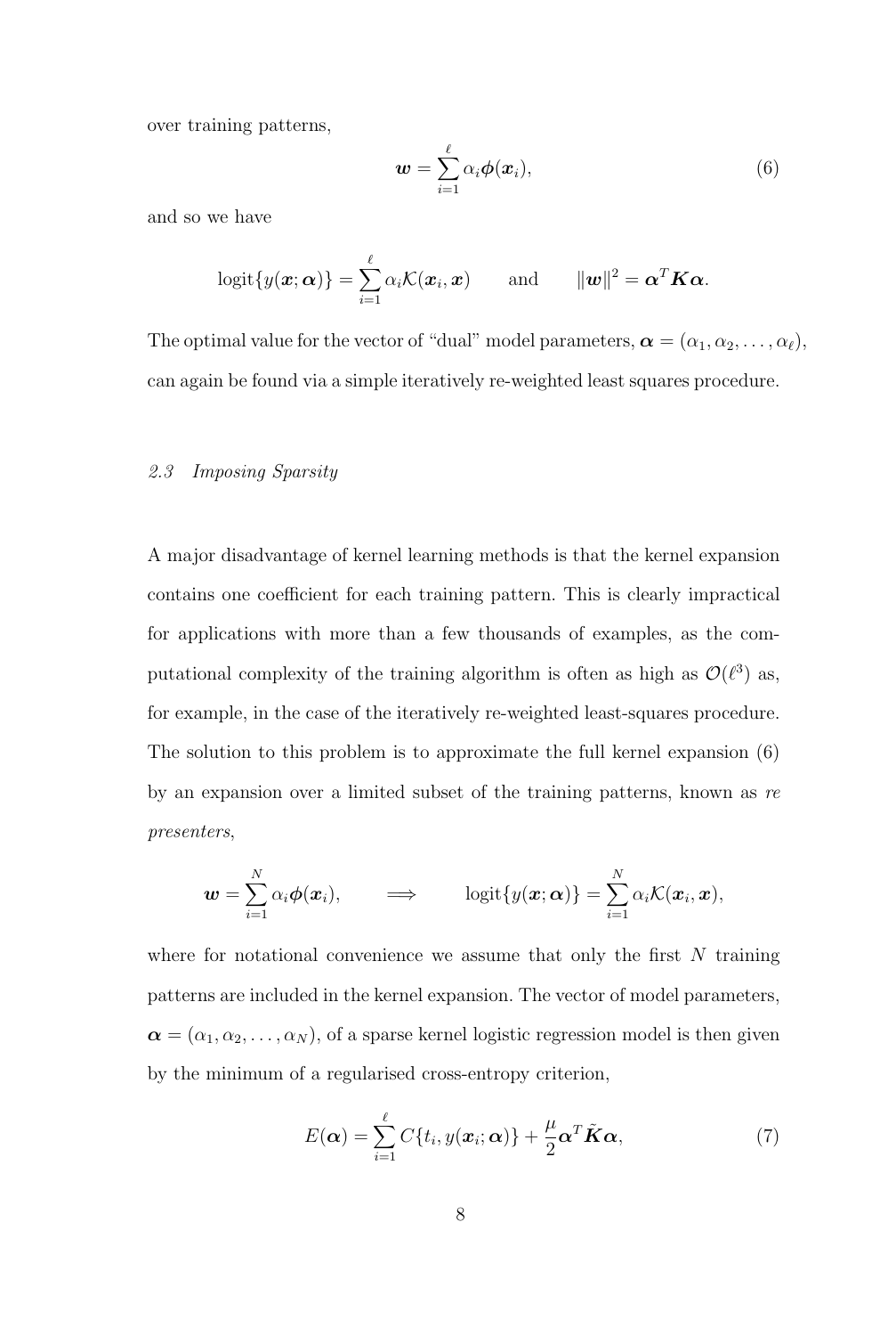over training patterns,

$$\boldsymbol{w} = \sum_{i=1}^{\ell} \alpha_i \boldsymbol{\phi}(\boldsymbol{x}_i), \tag{6}$$

and so we have

$$\mathrm{logit}\{y(\boldsymbol{x}; \boldsymbol{\alpha})\} = \sum_{i=1}^{\ell} \alpha_i \mathcal{K}(\boldsymbol{x}_i, \boldsymbol{x}) \qquad \text{and} \qquad \|\boldsymbol{w}\|^2 = \boldsymbol{\alpha}^T \boldsymbol{K} \boldsymbol{\alpha}.$$

The optimal value for the vector of "dual" model parameters, $\boldsymbol{\alpha} = (\alpha_1, \alpha_2, \ldots, \alpha_\ell)$, can again be found via a simple iteratively re-weighted least squares procedure.

### *2.3 Imposing Sparsity*

A major disadvantage of kernel learning methods is that the kernel expansion contains one coefficient for each training pattern. This is clearly impractical for applications with more than a few thousands of examples, as the computational complexity of the training algorithm is often as high as $\mathcal{O}(\ell^3)$ as, for example, in the case of the iteratively re-weighted least-squares procedure. The solution to this problem is to approximate the full kernel expansion (6) by an expansion over a limited subset of the training patterns, known as *re presenters*,

$$\boldsymbol{w} = \sum_{i=1}^{N} \alpha_i \boldsymbol{\phi}(\boldsymbol{x}_i), \qquad \Longrightarrow \qquad \mathrm{logit}\{y(\boldsymbol{x}; \boldsymbol{\alpha})\} = \sum_{i=1}^{N} \alpha_i \mathcal{K}(\boldsymbol{x}_i, \boldsymbol{x}),$$

where for notational convenience we assume that only the first $N$ training patterns are included in the kernel expansion. The vector of model parameters, $\boldsymbol{\alpha} = (\alpha_1, \alpha_2, \ldots, \alpha_N)$, of a sparse kernel logistic regression model is then given by the minimum of a regularised cross-entropy criterion,

$$E(\boldsymbol{\alpha}) = \sum_{i=1}^{\ell} C\{t_i, y(\boldsymbol{x}_i; \boldsymbol{\alpha})\} + \frac{\mu}{2} \boldsymbol{\alpha}^T \tilde{\boldsymbol{K}} \boldsymbol{\alpha}, \tag{7}$$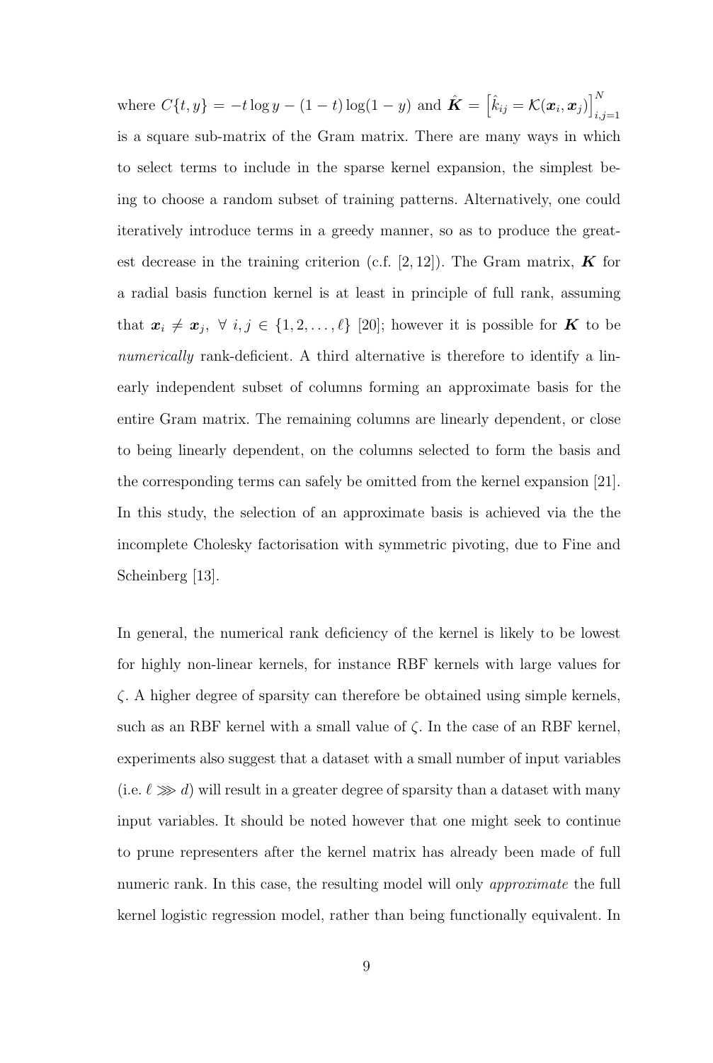where $C\{t, y\} = -t \log y - (1 - t) \log(1 - y)$ and $\hat{\boldsymbol{K}} = \left[\hat{k}_{ij} = \mathcal{K}(\boldsymbol{x}_i, \boldsymbol{x}_j)\right]_{i,j=1}^{N}$ is a square sub-matrix of the Gram matrix. There are many ways in which to select terms to include in the sparse kernel expansion, the simplest being to choose a random subset of training patterns. Alternatively, one could iteratively introduce terms in a greedy manner, so as to produce the greatest decrease in the training criterion (c.f. [2, 12]). The Gram matrix, $\boldsymbol{K}$ for a radial basis function kernel is at least in principle of full rank, assuming that $\boldsymbol{x}_i \neq \boldsymbol{x}_j, \; \forall \; i, j \in \{1, 2, \ldots, \ell\}$ [20]; however it is possible for $\boldsymbol{K}$ to be *numerically* rank-deficient. A third alternative is therefore to identify a linearly independent subset of columns forming an approximate basis for the entire Gram matrix. The remaining columns are linearly dependent, or close to being linearly dependent, on the columns selected to form the basis and the corresponding terms can safely be omitted from the kernel expansion [21]. In this study, the selection of an approximate basis is achieved via the the incomplete Cholesky factorisation with symmetric pivoting, due to Fine and Scheinberg [13].

In general, the numerical rank deficiency of the kernel is likely to be lowest for highly non-linear kernels, for instance RBF kernels with large values for $\zeta$. A higher degree of sparsity can therefore be obtained using simple kernels, such as an RBF kernel with a small value of $\zeta$. In the case of an RBF kernel, experiments also suggest that a dataset with a small number of input variables (i.e. $\ell \ggg d$) will result in a greater degree of sparsity than a dataset with many input variables. It should be noted however that one might seek to continue to prune representers after the kernel matrix has already been made of full numeric rank. In this case, the resulting model will only *approximate* the full kernel logistic regression model, rather than being functionally equivalent. In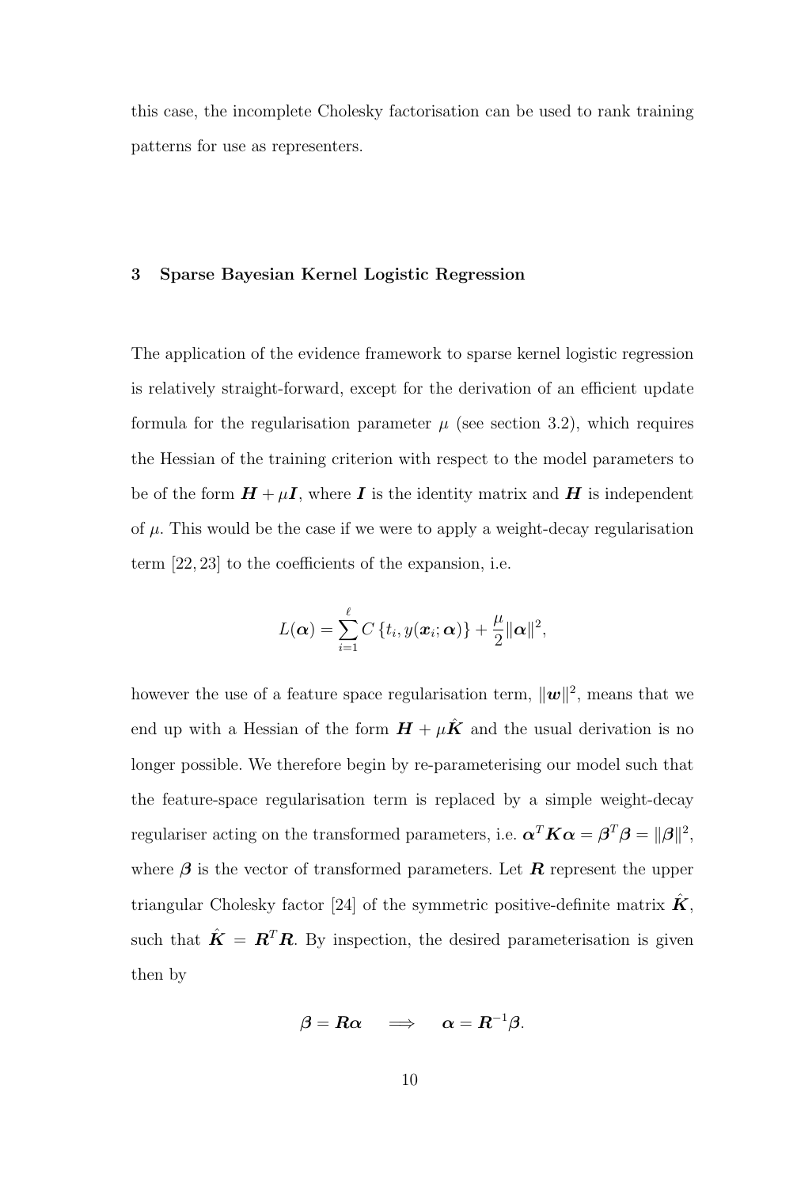this case, the incomplete Cholesky factorisation can be used to rank training patterns for use as representers.

## 3 Sparse Bayesian Kernel Logistic Regression

The application of the evidence framework to sparse kernel logistic regression is relatively straight-forward, except for the derivation of an efficient update formula for the regularisation parameter $\mu$ (see section 3.2), which requires the Hessian of the training criterion with respect to the model parameters to be of the form $\boldsymbol{H} + \mu \boldsymbol{I}$, where $\boldsymbol{I}$ is the identity matrix and $\boldsymbol{H}$ is independent of $\mu$. This would be the case if we were to apply a weight-decay regularisation term [22, 23] to the coefficients of the expansion, i.e.

$$L(\boldsymbol{\alpha}) = \sum_{i=1}^{\ell} C\left\{t_i, y(\boldsymbol{x}_i; \boldsymbol{\alpha})\right\} + \frac{\mu}{2}\|\boldsymbol{\alpha}\|^2,$$

however the use of a feature space regularisation term, $\|\boldsymbol{w}\|^2$, means that we end up with a Hessian of the form $\boldsymbol{H} + \mu\hat{\boldsymbol{K}}$ and the usual derivation is no longer possible. We therefore begin by re-parameterising our model such that the feature-space regularisation term is replaced by a simple weight-decay regulariser acting on the transformed parameters, i.e. $\boldsymbol{\alpha}^T\boldsymbol{K}\boldsymbol{\alpha} = \boldsymbol{\beta}^T\boldsymbol{\beta} = \|\boldsymbol{\beta}\|^2$, where $\boldsymbol{\beta}$ is the vector of transformed parameters. Let $\boldsymbol{R}$ represent the upper triangular Cholesky factor [24] of the symmetric positive-definite matrix $\hat{\boldsymbol{K}}$, such that $\hat{\boldsymbol{K}} = \boldsymbol{R}^T\boldsymbol{R}$. By inspection, the desired parameterisation is given then by

$$\boldsymbol{\beta} = \boldsymbol{R}\boldsymbol{\alpha} \quad \Longrightarrow \quad \boldsymbol{\alpha} = \boldsymbol{R}^{-1}\boldsymbol{\beta}.$$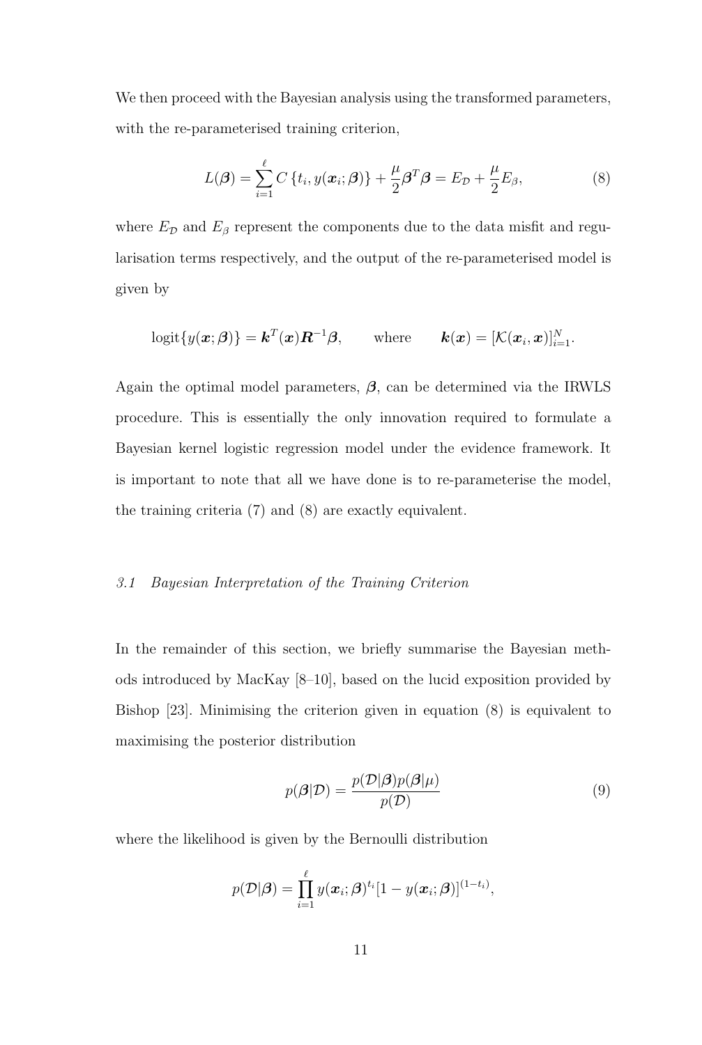We then proceed with the Bayesian analysis using the transformed parameters, with the re-parameterised training criterion,

$$L(\boldsymbol{\beta}) = \sum_{i=1}^{\ell} C\left\{t_i, y(\boldsymbol{x}_i; \boldsymbol{\beta})\right\} + \frac{\mu}{2}\boldsymbol{\beta}^T\boldsymbol{\beta} = E_{\mathcal{D}} + \frac{\mu}{2}E_{\beta}, \tag{8}$$

where $E_{\mathcal{D}}$ and $E_{\beta}$ represent the components due to the data misfit and regularisation terms respectively, and the output of the re-parameterised model is given by

$$\operatorname{logit}\{y(\boldsymbol{x}; \boldsymbol{\beta})\} = \boldsymbol{k}^T(\boldsymbol{x})\boldsymbol{R}^{-1}\boldsymbol{\beta}, \qquad \text{where} \qquad \boldsymbol{k}(\boldsymbol{x}) = [\mathcal{K}(\boldsymbol{x}_i, \boldsymbol{x})]_{i=1}^{N}.$$

Again the optimal model parameters, $\boldsymbol{\beta}$, can be determined via the IRWLS procedure. This is essentially the only innovation required to formulate a Bayesian kernel logistic regression model under the evidence framework. It is important to note that all we have done is to re-parameterise the model, the training criteria (7) and (8) are exactly equivalent.

### *3.1 Bayesian Interpretation of the Training Criterion*

In the remainder of this section, we briefly summarise the Bayesian methods introduced by MacKay [8–10], based on the lucid exposition provided by Bishop [23]. Minimising the criterion given in equation (8) is equivalent to maximising the posterior distribution

$$p(\boldsymbol{\beta}|\mathcal{D}) = \frac{p(\mathcal{D}|\boldsymbol{\beta})p(\boldsymbol{\beta}|\mu)}{p(\mathcal{D})} \tag{9}$$

where the likelihood is given by the Bernoulli distribution

$$p(\mathcal{D}|\boldsymbol{\beta}) = \prod_{i=1}^{\ell} y(\boldsymbol{x}_i; \boldsymbol{\beta})^{t_i}[1 - y(\boldsymbol{x}_i; \boldsymbol{\beta})]^{(1-t_i)},$$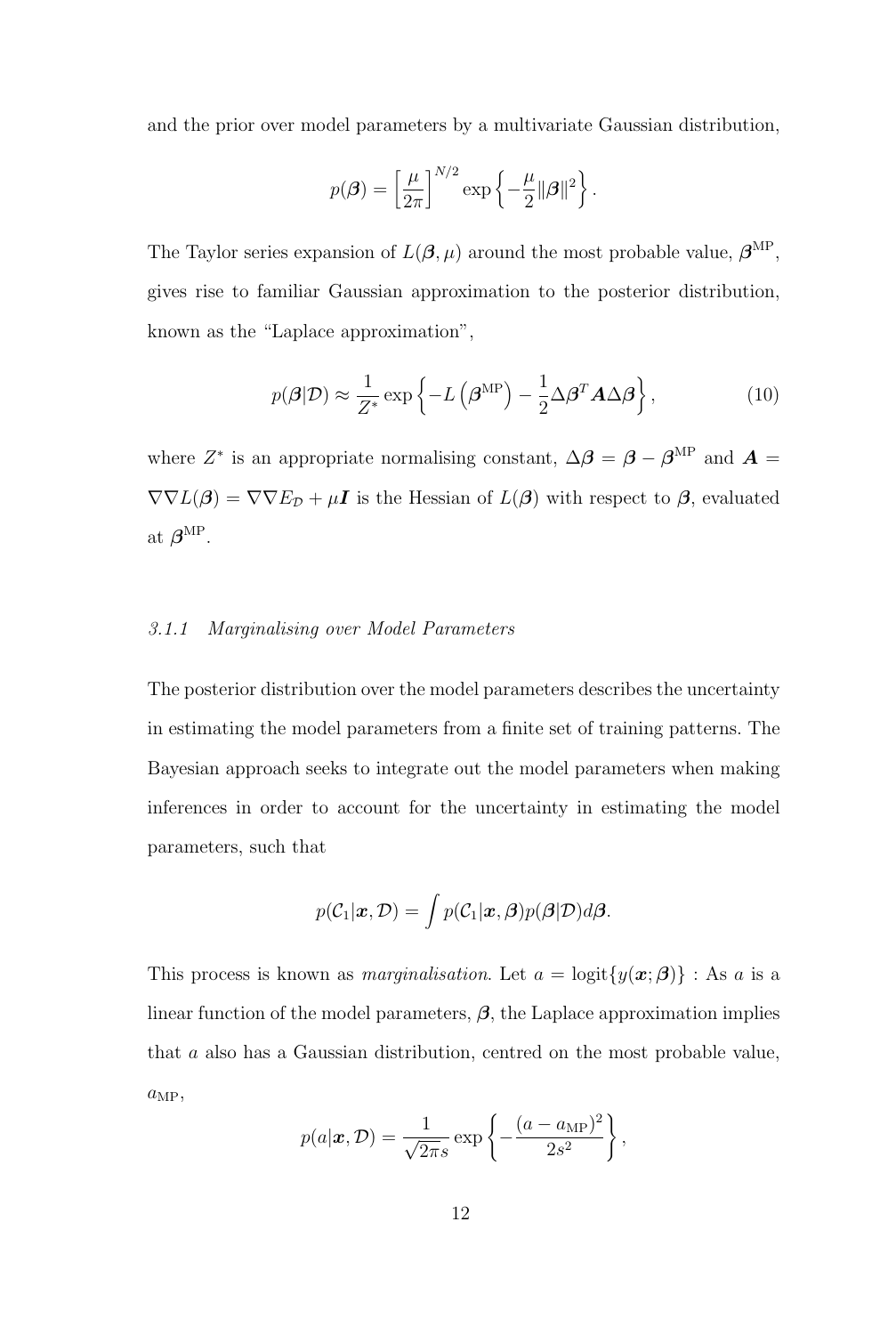and the prior over model parameters by a multivariate Gaussian distribution,

$$p(\boldsymbol{\beta}) = \left[\frac{\mu}{2\pi}\right]^{N/2} \exp\left\{-\frac{\mu}{2}\|\boldsymbol{\beta}\|^2\right\}.$$

The Taylor series expansion of $L(\boldsymbol{\beta}, \mu)$ around the most probable value, $\boldsymbol{\beta}^{\mathrm{MP}}$, gives rise to familiar Gaussian approximation to the posterior distribution, known as the "Laplace approximation",

$$p(\boldsymbol{\beta}|\mathcal{D}) \approx \frac{1}{Z^*} \exp\left\{-L\left(\boldsymbol{\beta}^{\mathrm{MP}}\right) - \frac{1}{2}\Delta\boldsymbol{\beta}^T \boldsymbol{A} \Delta\boldsymbol{\beta}\right\}, \tag{10}$$

where $Z^*$ is an appropriate normalising constant, $\Delta\boldsymbol{\beta} = \boldsymbol{\beta} - \boldsymbol{\beta}^{\mathrm{MP}}$ and $\boldsymbol{A} = \nabla\nabla L(\boldsymbol{\beta}) = \nabla\nabla E_{\mathcal{D}} + \mu \boldsymbol{I}$ is the Hessian of $L(\boldsymbol{\beta})$ with respect to $\boldsymbol{\beta}$, evaluated at $\boldsymbol{\beta}^{\mathrm{MP}}$.

#### *3.1.1 Marginalising over Model Parameters*

The posterior distribution over the model parameters describes the uncertainty in estimating the model parameters from a finite set of training patterns. The Bayesian approach seeks to integrate out the model parameters when making inferences in order to account for the uncertainty in estimating the model parameters, such that

$$p(\mathcal{C}_1|\boldsymbol{x}, \mathcal{D}) = \int p(\mathcal{C}_1|\boldsymbol{x}, \boldsymbol{\beta}) p(\boldsymbol{\beta}|\mathcal{D}) d\boldsymbol{\beta}.$$

This process is known as *marginalisation*. Let $a = \mathrm{logit}\{y(\boldsymbol{x}; \boldsymbol{\beta})\}$ : As $a$ is a linear function of the model parameters, $\boldsymbol{\beta}$, the Laplace approximation implies that $a$ also has a Gaussian distribution, centred on the most probable value, $a_{\mathrm{MP}}$,

$$p(a|\boldsymbol{x}, \mathcal{D}) = \frac{1}{\sqrt{2\pi}s} \exp\left\{-\frac{(a - a_{\mathrm{MP}})^2}{2s^2}\right\},$$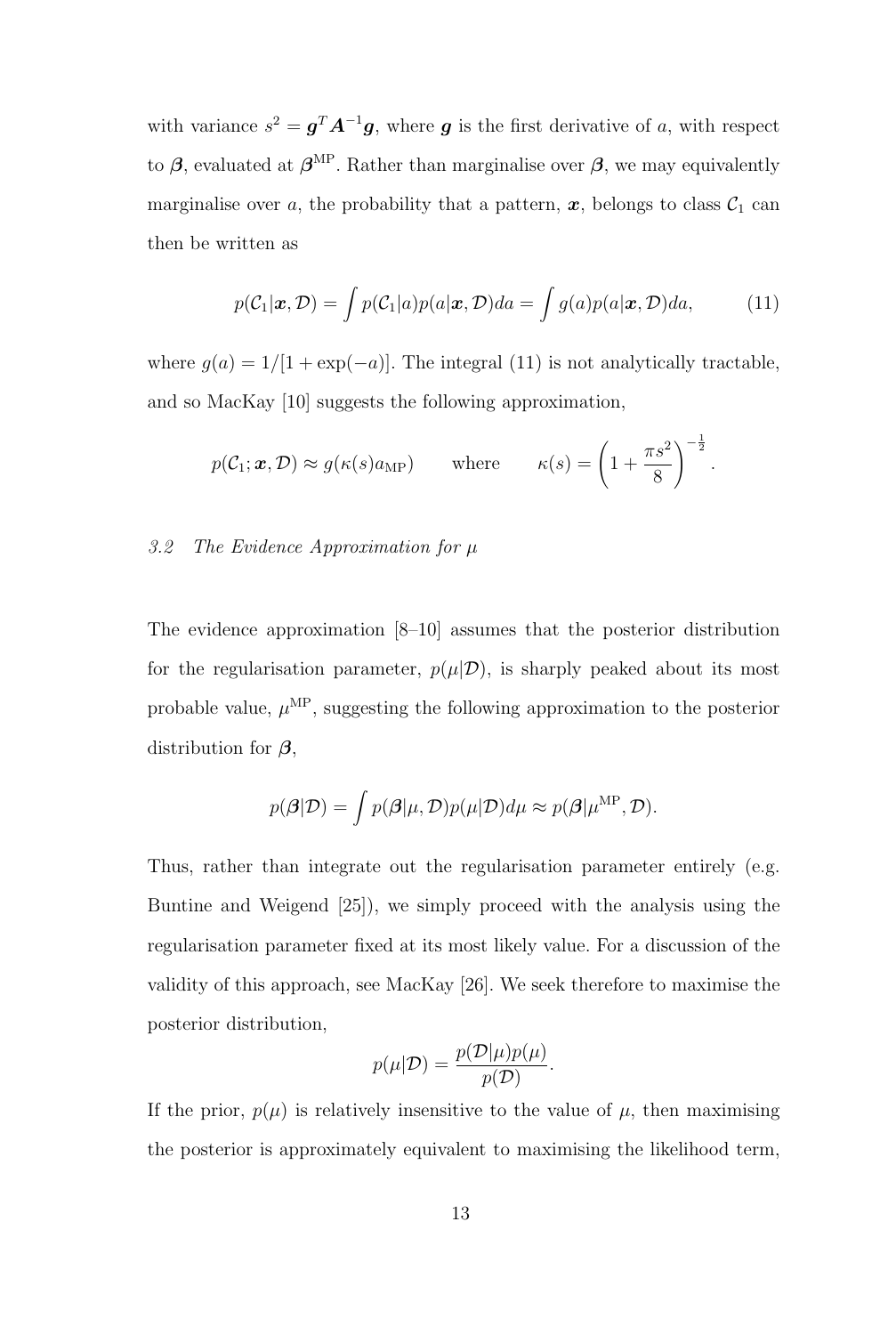with variance $s^2 = \boldsymbol{g}^T \boldsymbol{A}^{-1} \boldsymbol{g}$, where $\boldsymbol{g}$ is the first derivative of $a$, with respect to $\boldsymbol{\beta}$, evaluated at $\boldsymbol{\beta}^{\text{MP}}$. Rather than marginalise over $\boldsymbol{\beta}$, we may equivalently marginalise over $a$, the probability that a pattern, $\boldsymbol{x}$, belongs to class $\mathcal{C}_1$ can then be written as

$$p(\mathcal{C}_1|\boldsymbol{x}, \mathcal{D}) = \int p(\mathcal{C}_1|a)p(a|\boldsymbol{x}, \mathcal{D})da = \int g(a)p(a|\boldsymbol{x}, \mathcal{D})da, \tag{11}$$

where $g(a) = 1/[1 + \exp(-a)]$. The integral (11) is not analytically tractable, and so MacKay [10] suggests the following approximation,

$$p(\mathcal{C}_1; \boldsymbol{x}, \mathcal{D}) \approx g(\kappa(s)a_{\text{MP}}) \qquad \text{where} \qquad \kappa(s) = \left(1 + \frac{\pi s^2}{8}\right)^{-\frac{1}{2}}.$$

### *3.2 The Evidence Approximation for $\mu$*

The evidence approximation [8–10] assumes that the posterior distribution for the regularisation parameter, $p(\mu|\mathcal{D})$, is sharply peaked about its most probable value, $\mu^{\text{MP}}$, suggesting the following approximation to the posterior distribution for $\boldsymbol{\beta}$,

$$p(\boldsymbol{\beta}|\mathcal{D}) = \int p(\boldsymbol{\beta}|\mu, \mathcal{D})p(\mu|\mathcal{D})d\mu \approx p(\boldsymbol{\beta}|\mu^{\text{MP}}, \mathcal{D}).$$

Thus, rather than integrate out the regularisation parameter entirely (e.g. Buntine and Weigend [25]), we simply proceed with the analysis using the regularisation parameter fixed at its most likely value. For a discussion of the validity of this approach, see MacKay [26]. We seek therefore to maximise the posterior distribution,

$$p(\mu|\mathcal{D}) = \frac{p(\mathcal{D}|\mu)p(\mu)}{p(\mathcal{D})}.$$

If the prior, $p(\mu)$ is relatively insensitive to the value of $\mu$, then maximising the posterior is approximately equivalent to maximising the likelihood term,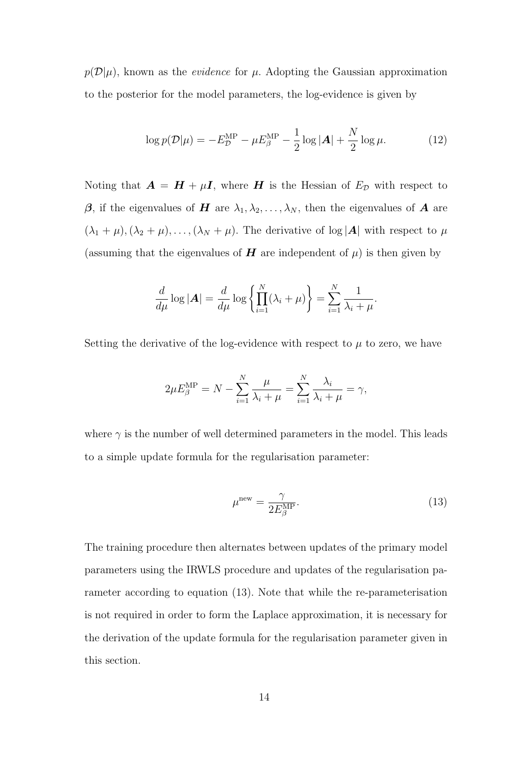$p(\mathcal{D}|\mu)$, known as the *evidence* for $\mu$. Adopting the Gaussian approximation to the posterior for the model parameters, the log-evidence is given by

$$\log p(\mathcal{D}|\mu) = -E_{\mathcal{D}}^{\mathrm{MP}} - \mu E_{\beta}^{\mathrm{MP}} - \frac{1}{2}\log|\boldsymbol{A}| + \frac{N}{2}\log\mu. \tag{12}$$

Noting that $\boldsymbol{A} = \boldsymbol{H} + \mu\boldsymbol{I}$, where $\boldsymbol{H}$ is the Hessian of $E_{\mathcal{D}}$ with respect to $\boldsymbol{\beta}$, if the eigenvalues of $\boldsymbol{H}$ are $\lambda_1, \lambda_2, \ldots, \lambda_N$, then the eigenvalues of $\boldsymbol{A}$ are $(\lambda_1 + \mu), (\lambda_2 + \mu), \ldots, (\lambda_N + \mu)$. The derivative of $\log|\boldsymbol{A}|$ with respect to $\mu$ (assuming that the eigenvalues of $\boldsymbol{H}$ are independent of $\mu$) is then given by

$$\frac{d}{d\mu}\log|\boldsymbol{A}| = \frac{d}{d\mu}\log\left\{\prod_{i=1}^{N}(\lambda_i + \mu)\right\} = \sum_{i=1}^{N}\frac{1}{\lambda_i + \mu}.$$

Setting the derivative of the log-evidence with respect to $\mu$ to zero, we have

$$2\mu E_{\beta}^{\mathrm{MP}} = N - \sum_{i=1}^{N}\frac{\mu}{\lambda_i + \mu} = \sum_{i=1}^{N}\frac{\lambda_i}{\lambda_i + \mu} = \gamma,$$

where $\gamma$ is the number of well determined parameters in the model. This leads to a simple update formula for the regularisation parameter:

$$\mu^{\mathrm{new}} = \frac{\gamma}{2E_{\beta}^{\mathrm{MP}}}. \tag{13}$$

The training procedure then alternates between updates of the primary model parameters using the IRWLS procedure and updates of the regularisation parameter according to equation (13). Note that while the re-parameterisation is not required in order to form the Laplace approximation, it is necessary for the derivation of the update formula for the regularisation parameter given in this section.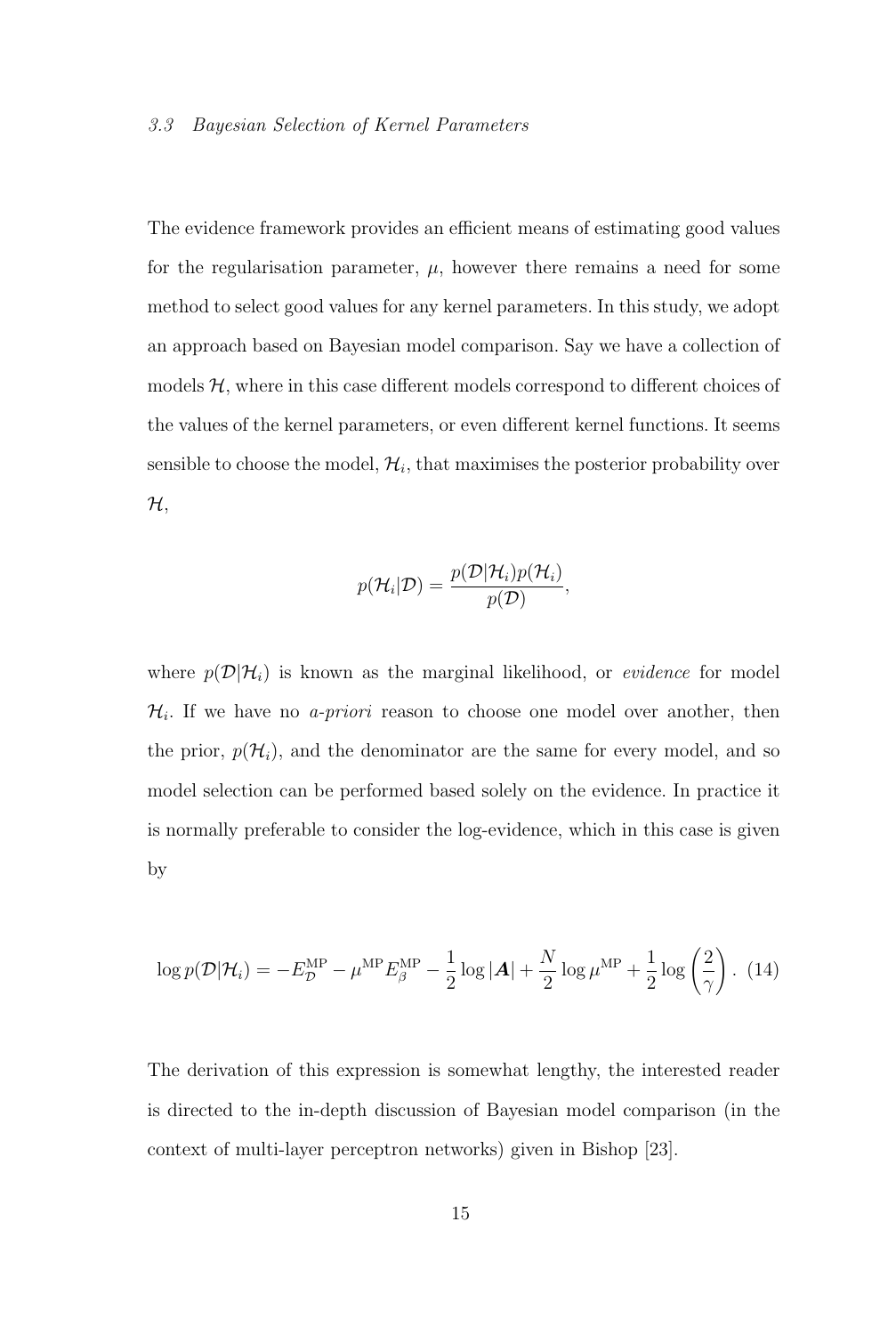### 3.3 Bayesian Selection of Kernel Parameters

The evidence framework provides an efficient means of estimating good values for the regularisation parameter, $\mu$, however there remains a need for some method to select good values for any kernel parameters. In this study, we adopt an approach based on Bayesian model comparison. Say we have a collection of models $\mathcal{H}$, where in this case different models correspond to different choices of the values of the kernel parameters, or even different kernel functions. It seems sensible to choose the model, $\mathcal{H}_i$, that maximises the posterior probability over $\mathcal{H}$,

$$p(\mathcal{H}_i|\mathcal{D}) = \frac{p(\mathcal{D}|\mathcal{H}_i)p(\mathcal{H}_i)}{p(\mathcal{D})},$$

where $p(\mathcal{D}|\mathcal{H}_i)$ is known as the marginal likelihood, or *evidence* for model $\mathcal{H}_i$. If we have no *a-priori* reason to choose one model over another, then the prior, $p(\mathcal{H}_i)$, and the denominator are the same for every model, and so model selection can be performed based solely on the evidence. In practice it is normally preferable to consider the log-evidence, which in this case is given by

$$\log p(\mathcal{D}|\mathcal{H}_i) = -E_{\mathcal{D}}^{\mathrm{MP}} - \mu^{\mathrm{MP}} E_{\beta}^{\mathrm{MP}} - \frac{1}{2}\log|\boldsymbol{A}| + \frac{N}{2}\log\mu^{\mathrm{MP}} + \frac{1}{2}\log\left(\frac{2}{\gamma}\right). \quad (14)$$

The derivation of this expression is somewhat lengthy, the interested reader is directed to the in-depth discussion of Bayesian model comparison (in the context of multi-layer perceptron networks) given in Bishop [23].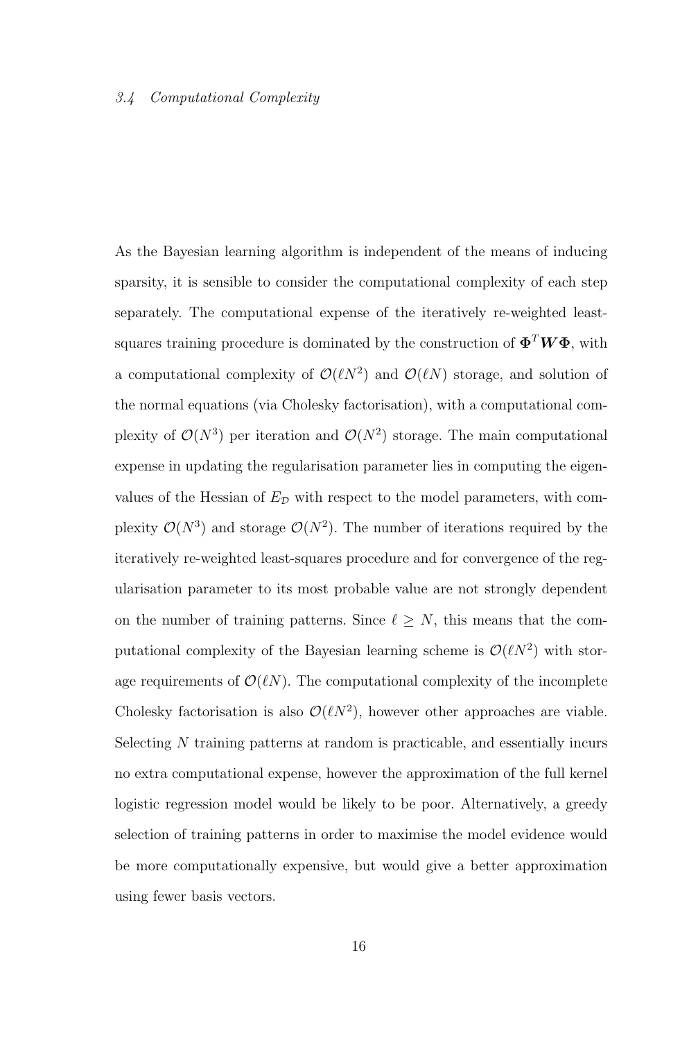## 3.4 Computational Complexity

As the Bayesian learning algorithm is independent of the means of inducing sparsity, it is sensible to consider the computational complexity of each step separately. The computational expense of the iteratively re-weighted least-squares training procedure is dominated by the construction of $\boldsymbol{\Phi}^T \boldsymbol{W} \boldsymbol{\Phi}$, with a computational complexity of $\mathcal{O}(\ell N^2)$ and $\mathcal{O}(\ell N)$ storage, and solution of the normal equations (via Cholesky factorisation), with a computational complexity of $\mathcal{O}(N^3)$ per iteration and $\mathcal{O}(N^2)$ storage. The main computational expense in updating the regularisation parameter lies in computing the eigenvalues of the Hessian of $E_{\mathcal{D}}$ with respect to the model parameters, with complexity $\mathcal{O}(N^3)$ and storage $\mathcal{O}(N^2)$. The number of iterations required by the iteratively re-weighted least-squares procedure and for convergence of the regularisation parameter to its most probable value are not strongly dependent on the number of training patterns. Since $\ell \geq N$, this means that the computational complexity of the Bayesian learning scheme is $\mathcal{O}(\ell N^2)$ with storage requirements of $\mathcal{O}(\ell N)$. The computational complexity of the incomplete Cholesky factorisation is also $\mathcal{O}(\ell N^2)$, however other approaches are viable. Selecting $N$ training patterns at random is practicable, and essentially incurs no extra computational expense, however the approximation of the full kernel logistic regression model would be likely to be poor. Alternatively, a greedy selection of training patterns in order to maximise the model evidence would be more computationally expensive, but would give a better approximation using fewer basis vectors.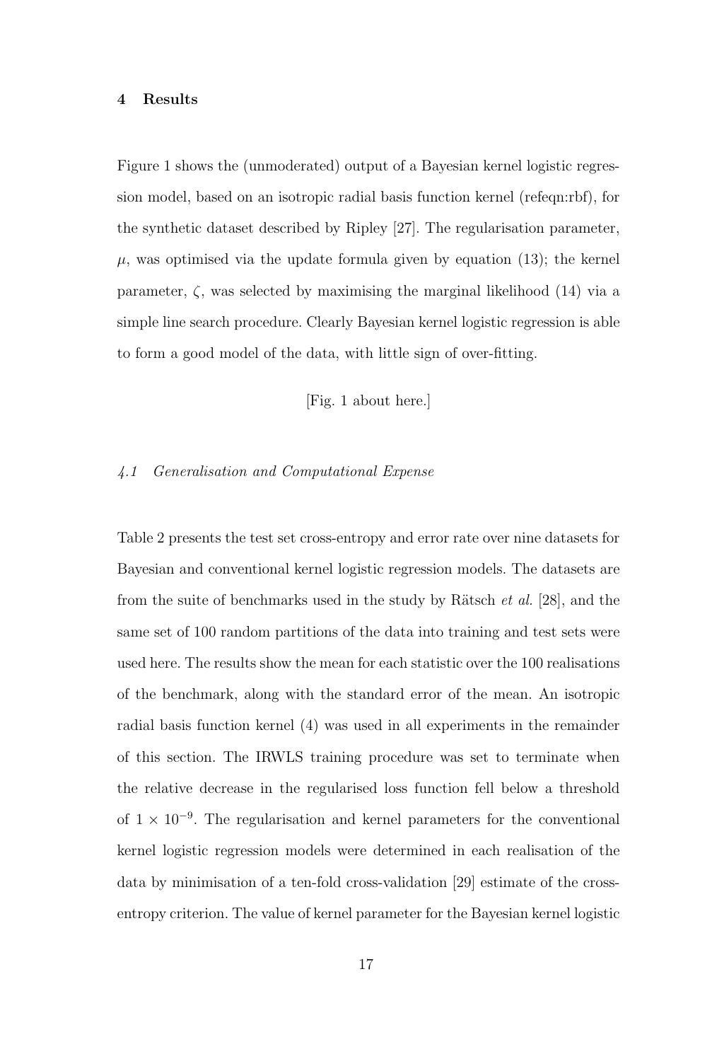## 4 Results

Figure 1 shows the (unmoderated) output of a Bayesian kernel logistic regression model, based on an isotropic radial basis function kernel (refeqn:rbf), for the synthetic dataset described by Ripley [27]. The regularisation parameter, $\mu$, was optimised via the update formula given by equation (13); the kernel parameter, $\zeta$, was selected by maximising the marginal likelihood (14) via a simple line search procedure. Clearly Bayesian kernel logistic regression is able to form a good model of the data, with little sign of over-fitting.

[Fig. 1 about here.]

### *4.1 Generalisation and Computational Expense*

Table 2 presents the test set cross-entropy and error rate over nine datasets for Bayesian and conventional kernel logistic regression models. The datasets are from the suite of benchmarks used in the study by Rätsch *et al.* [28], and the same set of 100 random partitions of the data into training and test sets were used here. The results show the mean for each statistic over the 100 realisations of the benchmark, along with the standard error of the mean. An isotropic radial basis function kernel (4) was used in all experiments in the remainder of this section. The IRWLS training procedure was set to terminate when the relative decrease in the regularised loss function fell below a threshold of $1 \times 10^{-9}$. The regularisation and kernel parameters for the conventional kernel logistic regression models were determined in each realisation of the data by minimisation of a ten-fold cross-validation [29] estimate of the cross-entropy criterion. The value of kernel parameter for the Bayesian kernel logistic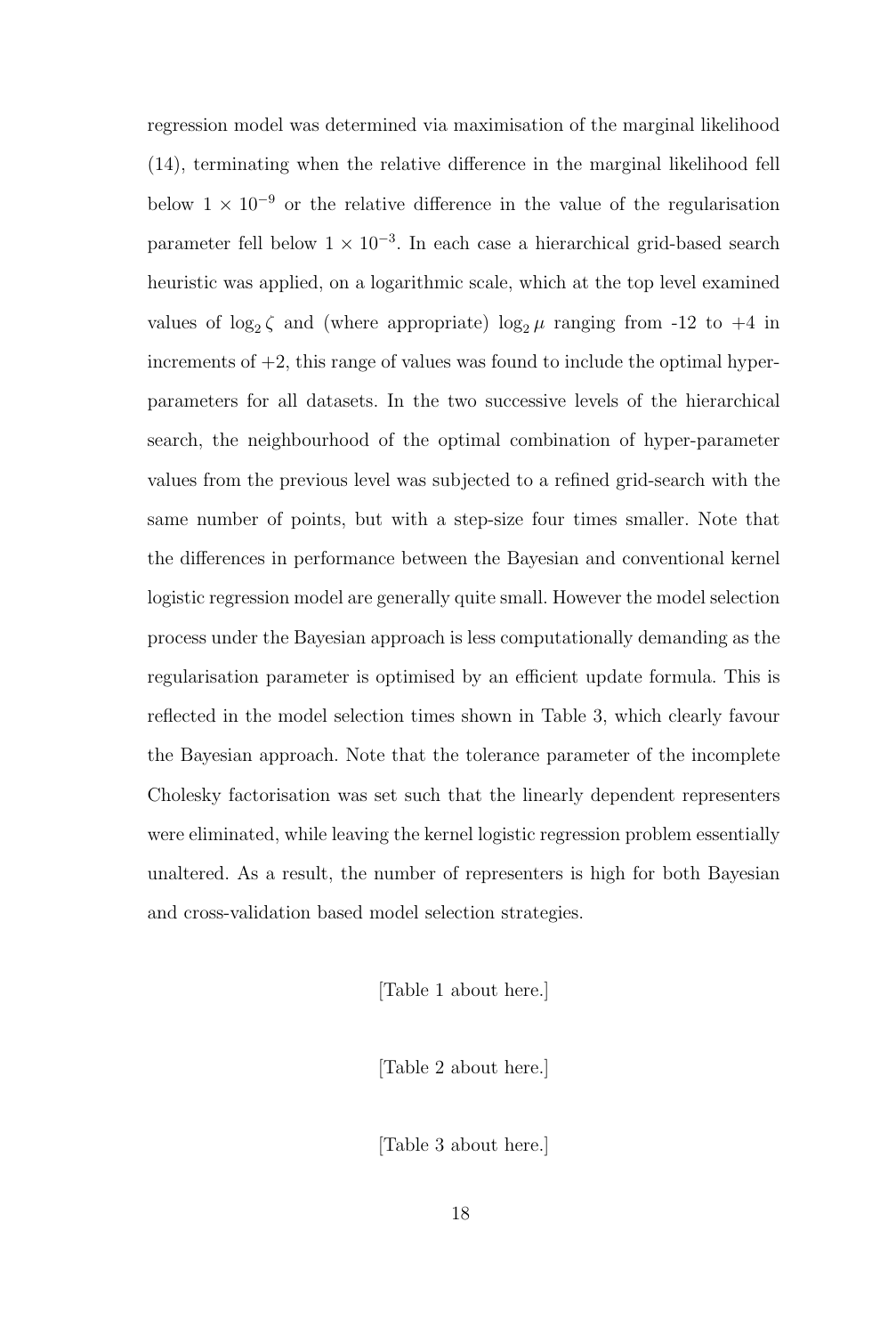regression model was determined via maximisation of the marginal likelihood (14), terminating when the relative difference in the marginal likelihood fell below $1 \times 10^{-9}$ or the relative difference in the value of the regularisation parameter fell below $1 \times 10^{-3}$. In each case a hierarchical grid-based search heuristic was applied, on a logarithmic scale, which at the top level examined values of $\log_2 \zeta$ and (where appropriate) $\log_2 \mu$ ranging from -12 to +4 in increments of +2, this range of values was found to include the optimal hyper-parameters for all datasets. In the two successive levels of the hierarchical search, the neighbourhood of the optimal combination of hyper-parameter values from the previous level was subjected to a refined grid-search with the same number of points, but with a step-size four times smaller. Note that the differences in performance between the Bayesian and conventional kernel logistic regression model are generally quite small. However the model selection process under the Bayesian approach is less computationally demanding as the regularisation parameter is optimised by an efficient update formula. This is reflected in the model selection times shown in Table 3, which clearly favour the Bayesian approach. Note that the tolerance parameter of the incomplete Cholesky factorisation was set such that the linearly dependent representers were eliminated, while leaving the kernel logistic regression problem essentially unaltered. As a result, the number of representers is high for both Bayesian and cross-validation based model selection strategies.

[Table 1 about here.]

[Table 2 about here.]

[Table 3 about here.]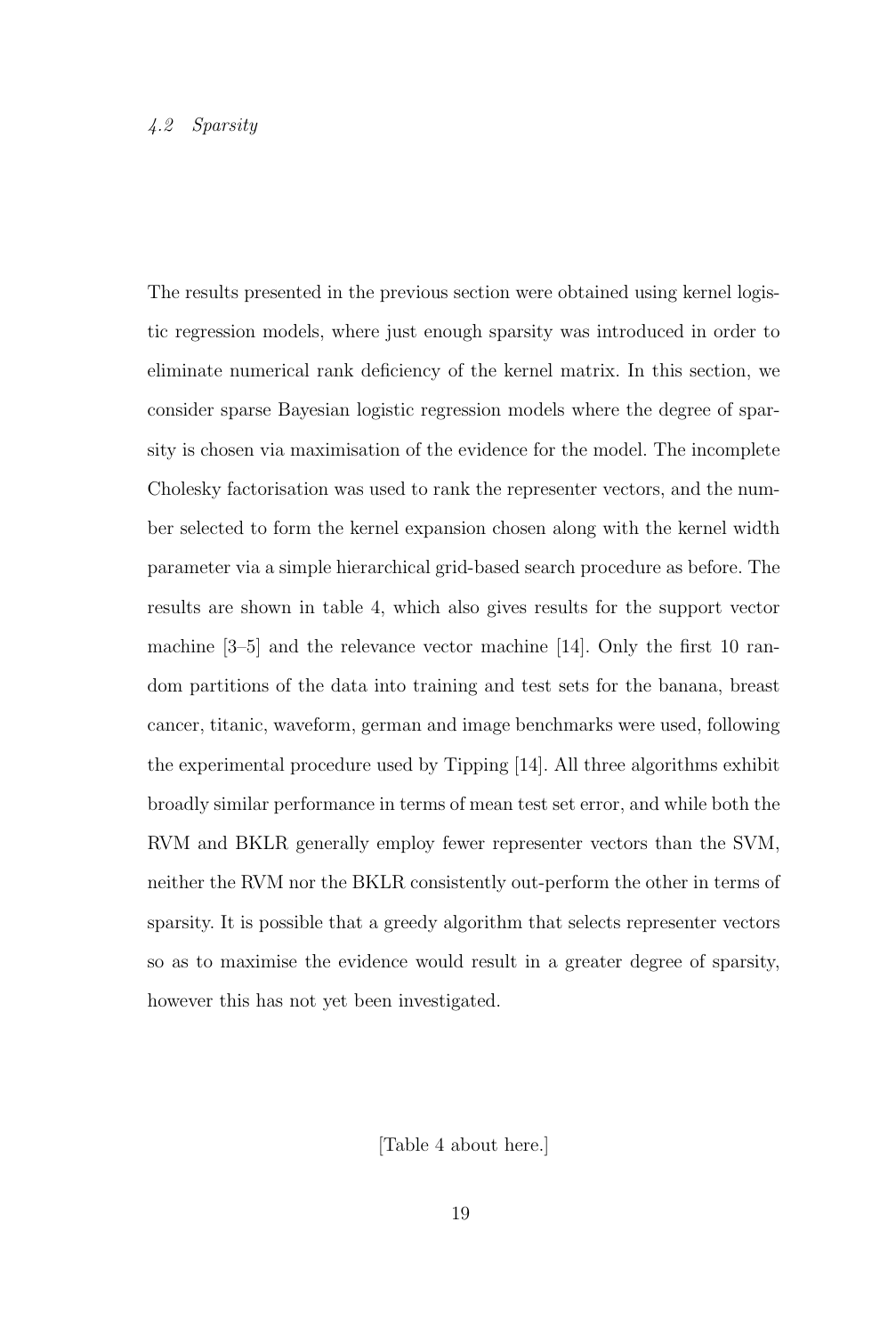### 4.2 Sparsity

The results presented in the previous section were obtained using kernel logistic regression models, where just enough sparsity was introduced in order to eliminate numerical rank deficiency of the kernel matrix. In this section, we consider sparse Bayesian logistic regression models where the degree of sparsity is chosen via maximisation of the evidence for the model. The incomplete Cholesky factorisation was used to rank the representer vectors, and the number selected to form the kernel expansion chosen along with the kernel width parameter via a simple hierarchical grid-based search procedure as before. The results are shown in table 4, which also gives results for the support vector machine [3–5] and the relevance vector machine [14]. Only the first 10 random partitions of the data into training and test sets for the banana, breast cancer, titanic, waveform, german and image benchmarks were used, following the experimental procedure used by Tipping [14]. All three algorithms exhibit broadly similar performance in terms of mean test set error, and while both the RVM and BKLR generally employ fewer representer vectors than the SVM, neither the RVM nor the BKLR consistently out-perform the other in terms of sparsity. It is possible that a greedy algorithm that selects representer vectors so as to maximise the evidence would result in a greater degree of sparsity, however this has not yet been investigated.

[Table 4 about here.]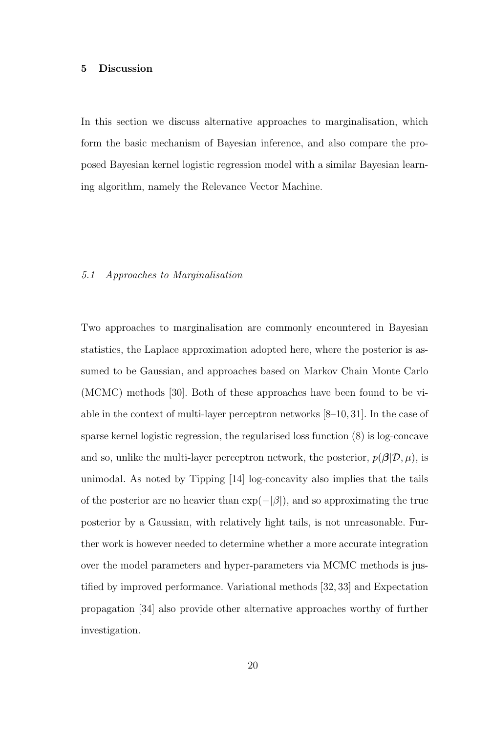## 5 Discussion

In this section we discuss alternative approaches to marginalisation, which form the basic mechanism of Bayesian inference, and also compare the proposed Bayesian kernel logistic regression model with a similar Bayesian learning algorithm, namely the Relevance Vector Machine.

### *5.1 Approaches to Marginalisation*

Two approaches to marginalisation are commonly encountered in Bayesian statistics, the Laplace approximation adopted here, where the posterior is assumed to be Gaussian, and approaches based on Markov Chain Monte Carlo (MCMC) methods [30]. Both of these approaches have been found to be viable in the context of multi-layer perceptron networks [8–10, 31]. In the case of sparse kernel logistic regression, the regularised loss function (8) is log-concave and so, unlike the multi-layer perceptron network, the posterior, $p(\boldsymbol{\beta}|\mathcal{D}, \mu)$, is unimodal. As noted by Tipping [14] log-concavity also implies that the tails of the posterior are no heavier than $\exp(-|\beta|)$, and so approximating the true posterior by a Gaussian, with relatively light tails, is not unreasonable. Further work is however needed to determine whether a more accurate integration over the model parameters and hyper-parameters via MCMC methods is justified by improved performance. Variational methods [32, 33] and Expectation propagation [34] also provide other alternative approaches worthy of further investigation.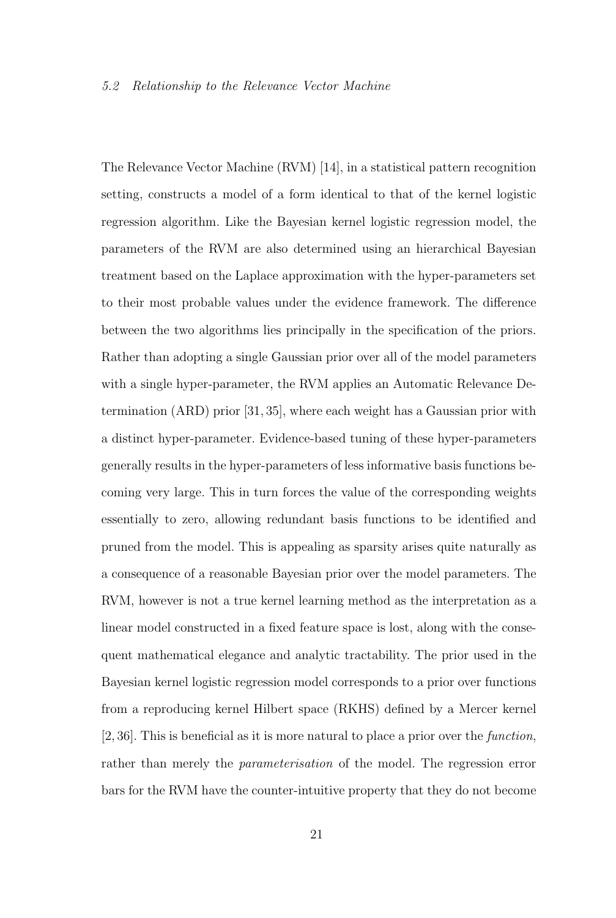### 5.2 Relationship to the Relevance Vector Machine

The Relevance Vector Machine (RVM) [14], in a statistical pattern recognition setting, constructs a model of a form identical to that of the kernel logistic regression algorithm. Like the Bayesian kernel logistic regression model, the parameters of the RVM are also determined using an hierarchical Bayesian treatment based on the Laplace approximation with the hyper-parameters set to their most probable values under the evidence framework. The difference between the two algorithms lies principally in the specification of the priors. Rather than adopting a single Gaussian prior over all of the model parameters with a single hyper-parameter, the RVM applies an Automatic Relevance Determination (ARD) prior [31, 35], where each weight has a Gaussian prior with a distinct hyper-parameter. Evidence-based tuning of these hyper-parameters generally results in the hyper-parameters of less informative basis functions becoming very large. This in turn forces the value of the corresponding weights essentially to zero, allowing redundant basis functions to be identified and pruned from the model. This is appealing as sparsity arises quite naturally as a consequence of a reasonable Bayesian prior over the model parameters. The RVM, however is not a true kernel learning method as the interpretation as a linear model constructed in a fixed feature space is lost, along with the consequent mathematical elegance and analytic tractability. The prior used in the Bayesian kernel logistic regression model corresponds to a prior over functions from a reproducing kernel Hilbert space (RKHS) defined by a Mercer kernel [2, 36]. This is beneficial as it is more natural to place a prior over the *function*, rather than merely the *parameterisation* of the model. The regression error bars for the RVM have the counter-intuitive property that they do not become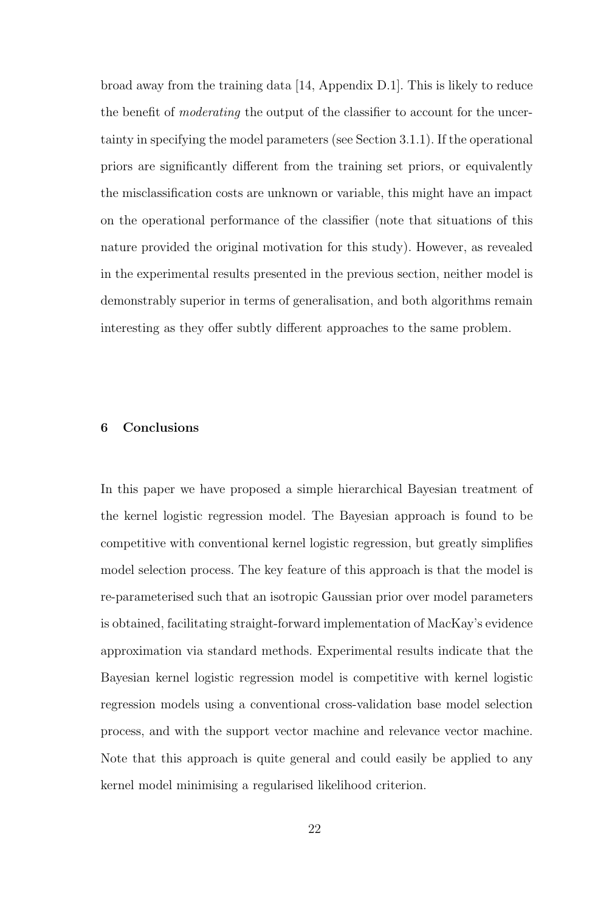broad away from the training data [14, Appendix D.1]. This is likely to reduce the benefit of *moderating* the output of the classifier to account for the uncertainty in specifying the model parameters (see Section 3.1.1). If the operational priors are significantly different from the training set priors, or equivalently the misclassification costs are unknown or variable, this might have an impact on the operational performance of the classifier (note that situations of this nature provided the original motivation for this study). However, as revealed in the experimental results presented in the previous section, neither model is demonstrably superior in terms of generalisation, and both algorithms remain interesting as they offer subtly different approaches to the same problem.

## 6 Conclusions

In this paper we have proposed a simple hierarchical Bayesian treatment of the kernel logistic regression model. The Bayesian approach is found to be competitive with conventional kernel logistic regression, but greatly simplifies model selection process. The key feature of this approach is that the model is re-parameterised such that an isotropic Gaussian prior over model parameters is obtained, facilitating straight-forward implementation of MacKay's evidence approximation via standard methods. Experimental results indicate that the Bayesian kernel logistic regression model is competitive with kernel logistic regression models using a conventional cross-validation base model selection process, and with the support vector machine and relevance vector machine. Note that this approach is quite general and could easily be applied to any kernel model minimising a regularised likelihood criterion.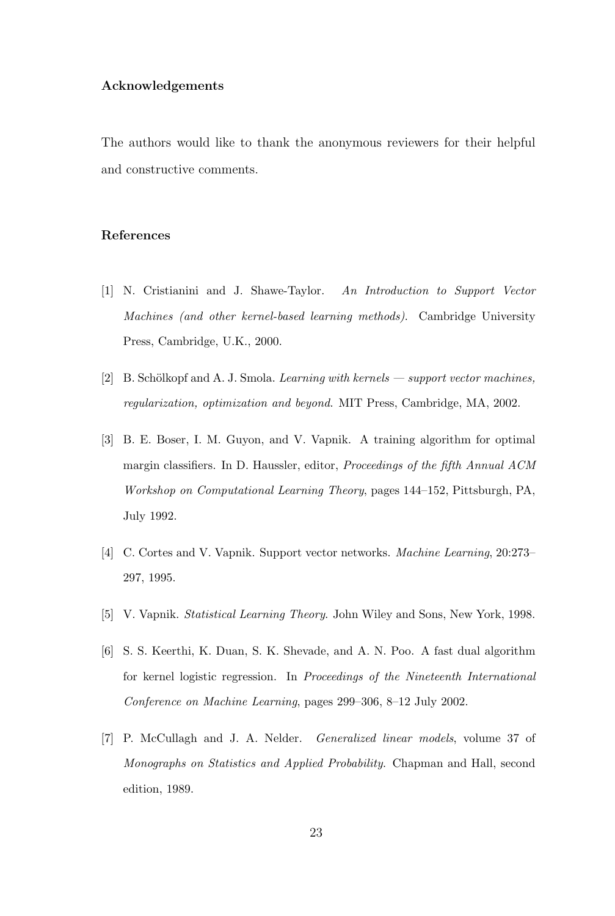### Acknowledgements

The authors would like to thank the anonymous reviewers for their helpful and constructive comments.

### References

[1] N. Cristianini and J. Shawe-Taylor. *An Introduction to Support Vector Machines (and other kernel-based learning methods).* Cambridge University Press, Cambridge, U.K., 2000.

[2] B. Schölkopf and A. J. Smola. *Learning with kernels — support vector machines, regularization, optimization and beyond*. MIT Press, Cambridge, MA, 2002.

[3] B. E. Boser, I. M. Guyon, and V. Vapnik. A training algorithm for optimal margin classifiers. In D. Haussler, editor, *Proceedings of the fifth Annual ACM Workshop on Computational Learning Theory*, pages 144–152, Pittsburgh, PA, July 1992.

[4] C. Cortes and V. Vapnik. Support vector networks. *Machine Learning*, 20:273–297, 1995.

[5] V. Vapnik. *Statistical Learning Theory*. John Wiley and Sons, New York, 1998.

[6] S. S. Keerthi, K. Duan, S. K. Shevade, and A. N. Poo. A fast dual algorithm for kernel logistic regression. In *Proceedings of the Nineteenth International Conference on Machine Learning*, pages 299–306, 8–12 July 2002.

[7] P. McCullagh and J. A. Nelder. *Generalized linear models*, volume 37 of *Monographs on Statistics and Applied Probability*. Chapman and Hall, second edition, 1989.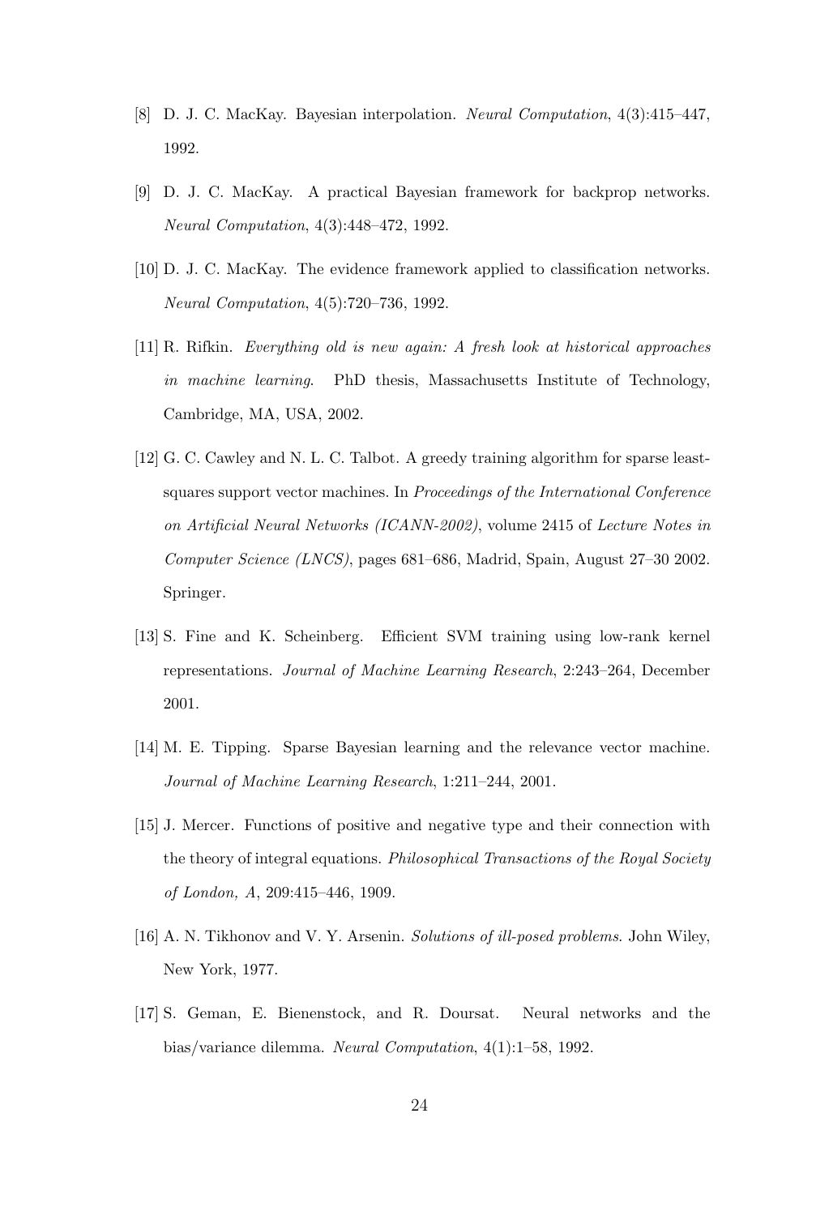[8] D. J. C. MacKay. Bayesian interpolation. *Neural Computation*, 4(3):415–447, 1992.

[9] D. J. C. MacKay. A practical Bayesian framework for backprop networks. *Neural Computation*, 4(3):448–472, 1992.

[10] D. J. C. MacKay. The evidence framework applied to classification networks. *Neural Computation*, 4(5):720–736, 1992.

[11] R. Rifkin. *Everything old is new again: A fresh look at historical approaches in machine learning*. PhD thesis, Massachusetts Institute of Technology, Cambridge, MA, USA, 2002.

[12] G. C. Cawley and N. L. C. Talbot. A greedy training algorithm for sparse least-squares support vector machines. In *Proceedings of the International Conference on Artificial Neural Networks (ICANN-2002)*, volume 2415 of *Lecture Notes in Computer Science (LNCS)*, pages 681–686, Madrid, Spain, August 27–30 2002. Springer.

[13] S. Fine and K. Scheinberg. Efficient SVM training using low-rank kernel representations. *Journal of Machine Learning Research*, 2:243–264, December 2001.

[14] M. E. Tipping. Sparse Bayesian learning and the relevance vector machine. *Journal of Machine Learning Research*, 1:211–244, 2001.

[15] J. Mercer. Functions of positive and negative type and their connection with the theory of integral equations. *Philosophical Transactions of the Royal Society of London, A*, 209:415–446, 1909.

[16] A. N. Tikhonov and V. Y. Arsenin. *Solutions of ill-posed problems*. John Wiley, New York, 1977.

[17] S. Geman, E. Bienenstock, and R. Doursat. Neural networks and the bias/variance dilemma. *Neural Computation*, 4(1):1–58, 1992.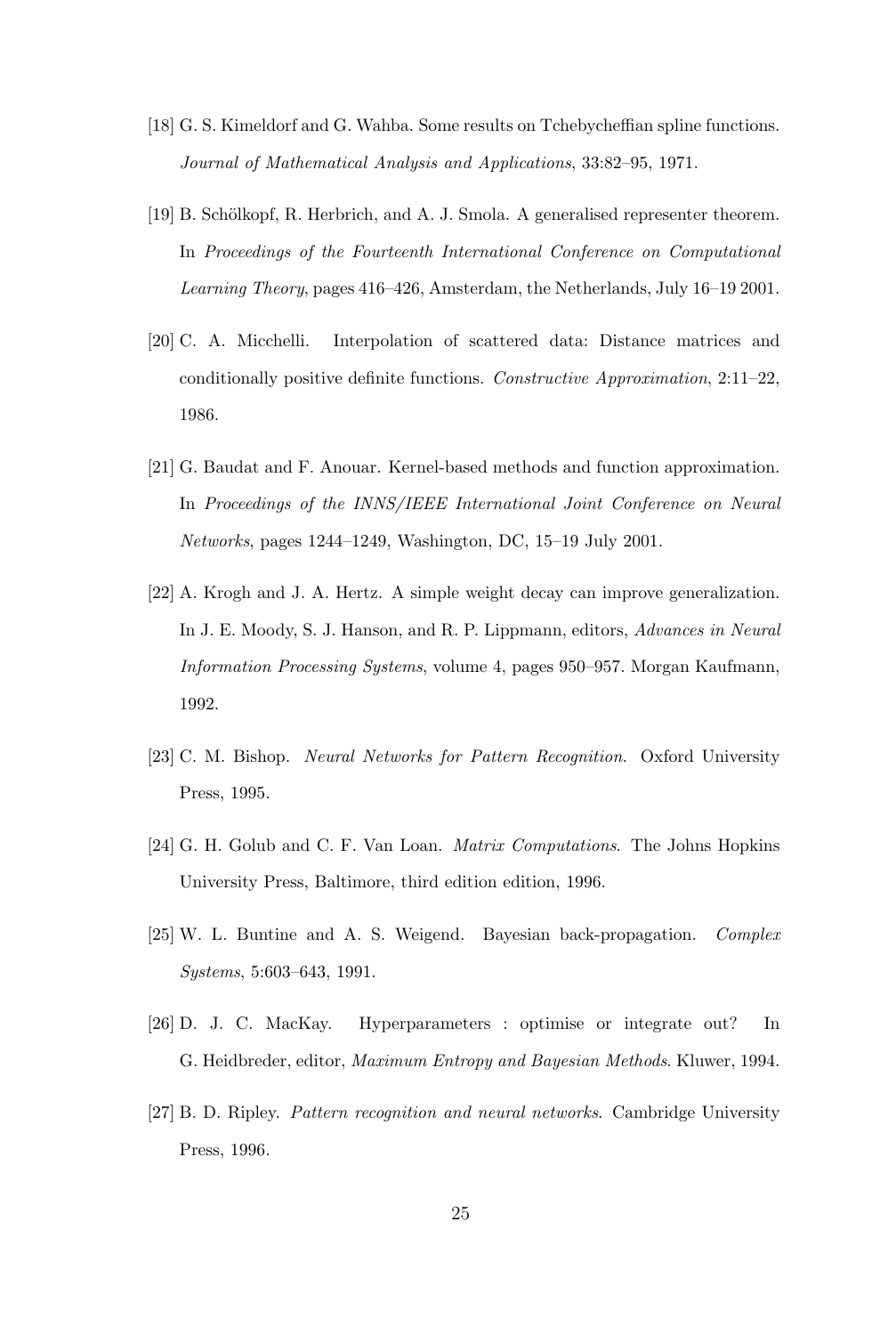[18] G. S. Kimeldorf and G. Wahba. Some results on Tchebycheffian spline functions. *Journal of Mathematical Analysis and Applications*, 33:82–95, 1971.

[19] B. Schölkopf, R. Herbrich, and A. J. Smola. A generalised representer theorem. In *Proceedings of the Fourteenth International Conference on Computational Learning Theory*, pages 416–426, Amsterdam, the Netherlands, July 16–19 2001.

[20] C. A. Micchelli. Interpolation of scattered data: Distance matrices and conditionally positive definite functions. *Constructive Approximation*, 2:11–22, 1986.

[21] G. Baudat and F. Anouar. Kernel-based methods and function approximation. In *Proceedings of the INNS/IEEE International Joint Conference on Neural Networks*, pages 1244–1249, Washington, DC, 15–19 July 2001.

[22] A. Krogh and J. A. Hertz. A simple weight decay can improve generalization. In J. E. Moody, S. J. Hanson, and R. P. Lippmann, editors, *Advances in Neural Information Processing Systems*, volume 4, pages 950–957. Morgan Kaufmann, 1992.

[23] C. M. Bishop. *Neural Networks for Pattern Recognition*. Oxford University Press, 1995.

[24] G. H. Golub and C. F. Van Loan. *Matrix Computations*. The Johns Hopkins University Press, Baltimore, third edition edition, 1996.

[25] W. L. Buntine and A. S. Weigend. Bayesian back-propagation. *Complex Systems*, 5:603–643, 1991.

[26] D. J. C. MacKay. Hyperparameters : optimise or integrate out? In G. Heidbreder, editor, *Maximum Entropy and Bayesian Methods*. Kluwer, 1994.

[27] B. D. Ripley. *Pattern recognition and neural networks*. Cambridge University Press, 1996.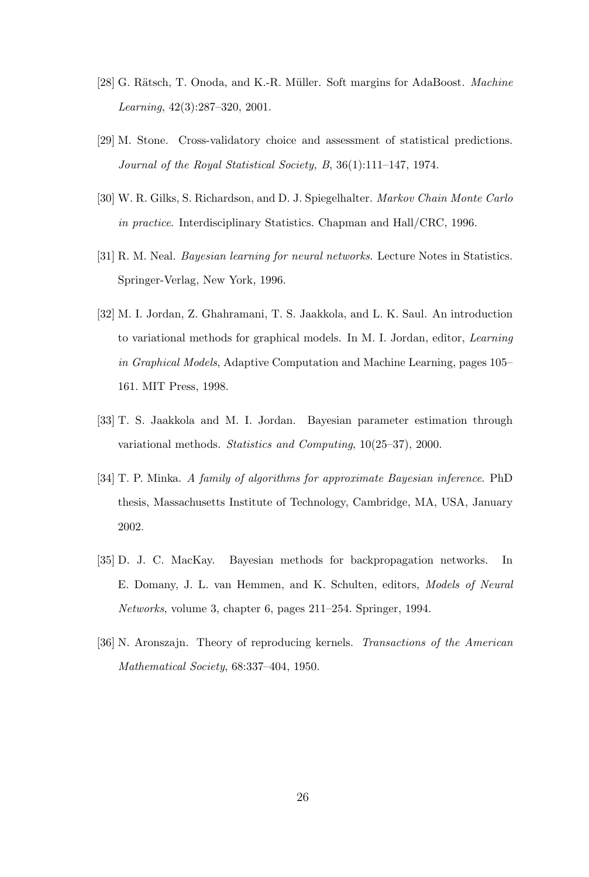[28] G. Rätsch, T. Onoda, and K.-R. Müller. Soft margins for AdaBoost. *Machine Learning*, 42(3):287–320, 2001.

[29] M. Stone. Cross-validatory choice and assessment of statistical predictions. *Journal of the Royal Statistical Society, B*, 36(1):111–147, 1974.

[30] W. R. Gilks, S. Richardson, and D. J. Spiegelhalter. *Markov Chain Monte Carlo in practice*. Interdisciplinary Statistics. Chapman and Hall/CRC, 1996.

[31] R. M. Neal. *Bayesian learning for neural networks*. Lecture Notes in Statistics. Springer-Verlag, New York, 1996.

[32] M. I. Jordan, Z. Ghahramani, T. S. Jaakkola, and L. K. Saul. An introduction to variational methods for graphical models. In M. I. Jordan, editor, *Learning in Graphical Models*, Adaptive Computation and Machine Learning, pages 105–161. MIT Press, 1998.

[33] T. S. Jaakkola and M. I. Jordan. Bayesian parameter estimation through variational methods. *Statistics and Computing*, 10(25–37), 2000.

[34] T. P. Minka. *A family of algorithms for approximate Bayesian inference*. PhD thesis, Massachusetts Institute of Technology, Cambridge, MA, USA, January 2002.

[35] D. J. C. MacKay. Bayesian methods for backpropagation networks. In E. Domany, J. L. van Hemmen, and K. Schulten, editors, *Models of Neural Networks*, volume 3, chapter 6, pages 211–254. Springer, 1994.

[36] N. Aronszajn. Theory of reproducing kernels. *Transactions of the American Mathematical Society*, 68:337–404, 1950.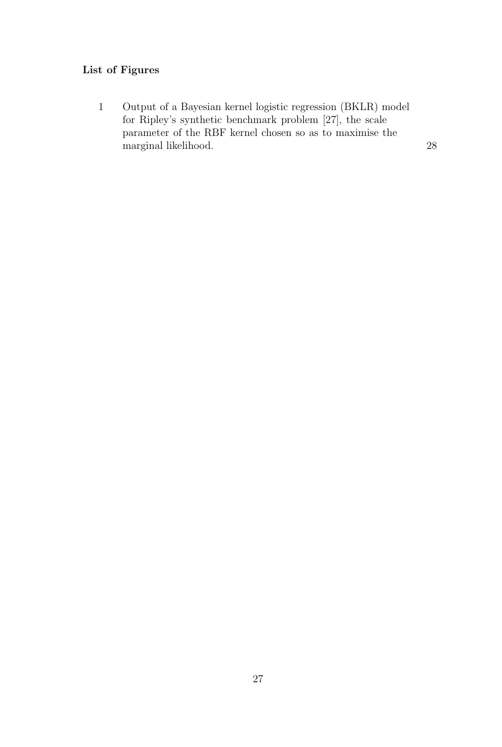**List of Figures**

1 Output of a Bayesian kernel logistic regression (BKLR) model for Ripley's synthetic benchmark problem [27], the scale parameter of the RBF kernel chosen so as to maximise the marginal likelihood. 28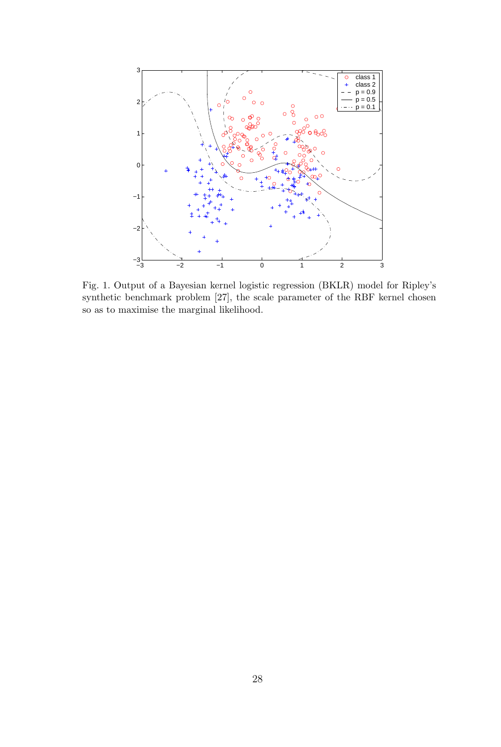Fig. 1. Output of a Bayesian kernel logistic regression (BKLR) model for Ripley's synthetic benchmark problem [27], the scale parameter of the RBF kernel chosen so as to maximise the marginal likelihood.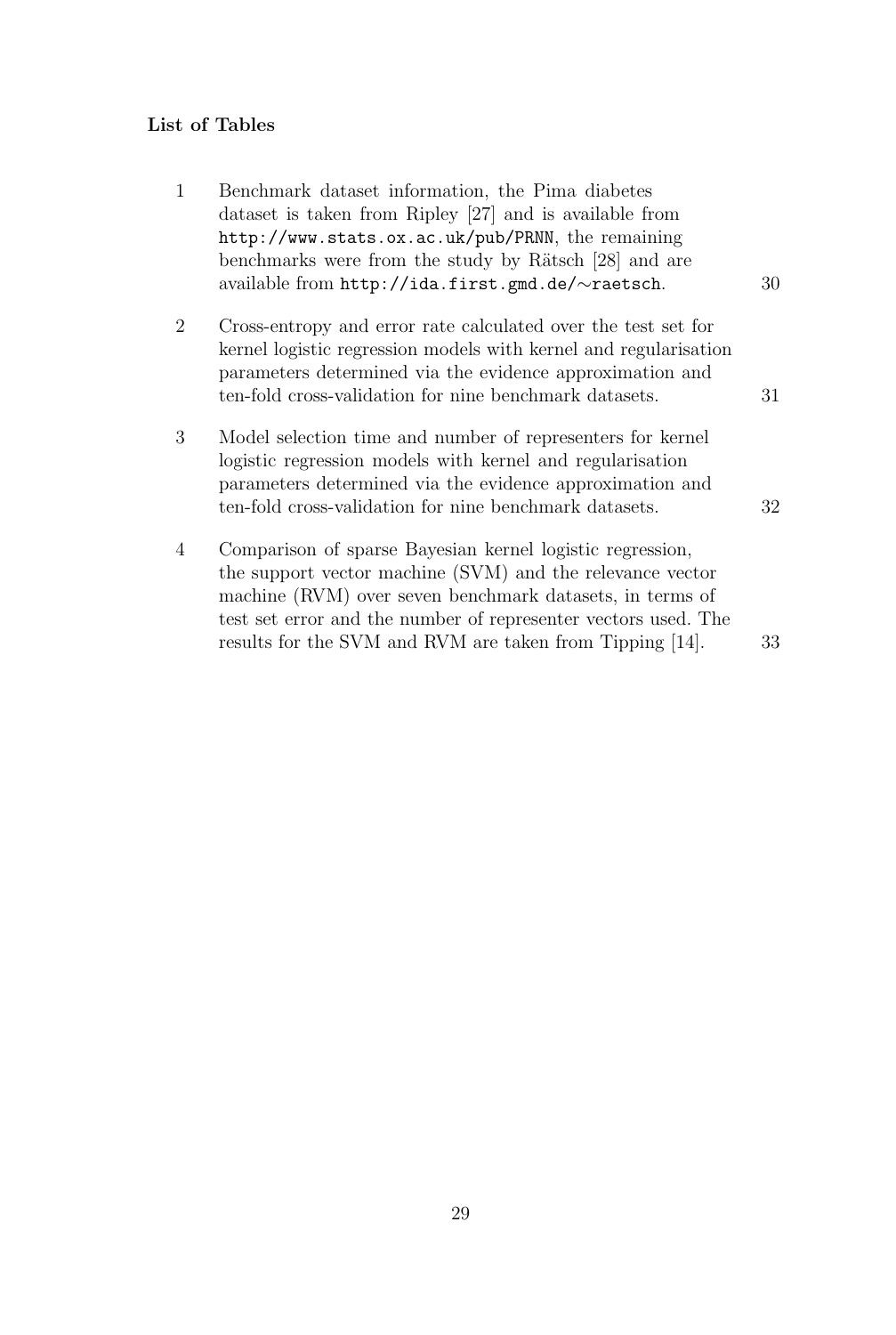**List of Tables**

| | | |
|---|---|---|
| 1 | Benchmark dataset information, the Pima diabetes dataset is taken from Ripley [27] and is available from `http://www.stats.ox.ac.uk/pub/PRNN`, the remaining benchmarks were from the study by Rätsch [28] and are available from `http://ida.first.gmd.de/∼raetsch`. | 30 |
| 2 | Cross-entropy and error rate calculated over the test set for kernel logistic regression models with kernel and regularisation parameters determined via the evidence approximation and ten-fold cross-validation for nine benchmark datasets. | 31 |
| 3 | Model selection time and number of representers for kernel logistic regression models with kernel and regularisation parameters determined via the evidence approximation and ten-fold cross-validation for nine benchmark datasets. | 32 |
| 4 | Comparison of sparse Bayesian kernel logistic regression, the support vector machine (SVM) and the relevance vector machine (RVM) over seven benchmark datasets, in terms of test set error and the number of representer vectors used. The results for the SVM and RVM are taken from Tipping [14]. | 33 |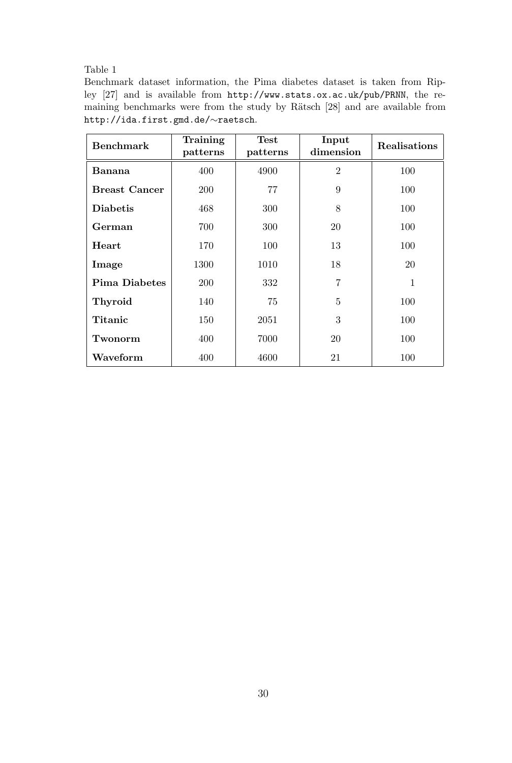Table 1

Benchmark dataset information, the Pima diabetes dataset is taken from Ripley [27] and is available from http://www.stats.ox.ac.uk/pub/PRNN, the remaining benchmarks were from the study by Rätsch [28] and are available from http://ida.first.gmd.de/∼raetsch.

| **Benchmark** | **Training patterns** | **Test patterns** | **Input dimension** | **Realisations** |
|---|---|---|---|---|
| **Banana** | 400 | 4900 | 2 | 100 |
| **Breast Cancer** | 200 | 77 | 9 | 100 |
| **Diabetis** | 468 | 300 | 8 | 100 |
| **German** | 700 | 300 | 20 | 100 |
| **Heart** | 170 | 100 | 13 | 100 |
| **Image** | 1300 | 1010 | 18 | 20 |
| **Pima Diabetes** | 200 | 332 | 7 | 1 |
| **Thyroid** | 140 | 75 | 5 | 100 |
| **Titanic** | 150 | 2051 | 3 | 100 |
| **Twonorm** | 400 | 7000 | 20 | 100 |
| **Waveform** | 400 | 4600 | 21 | 100 |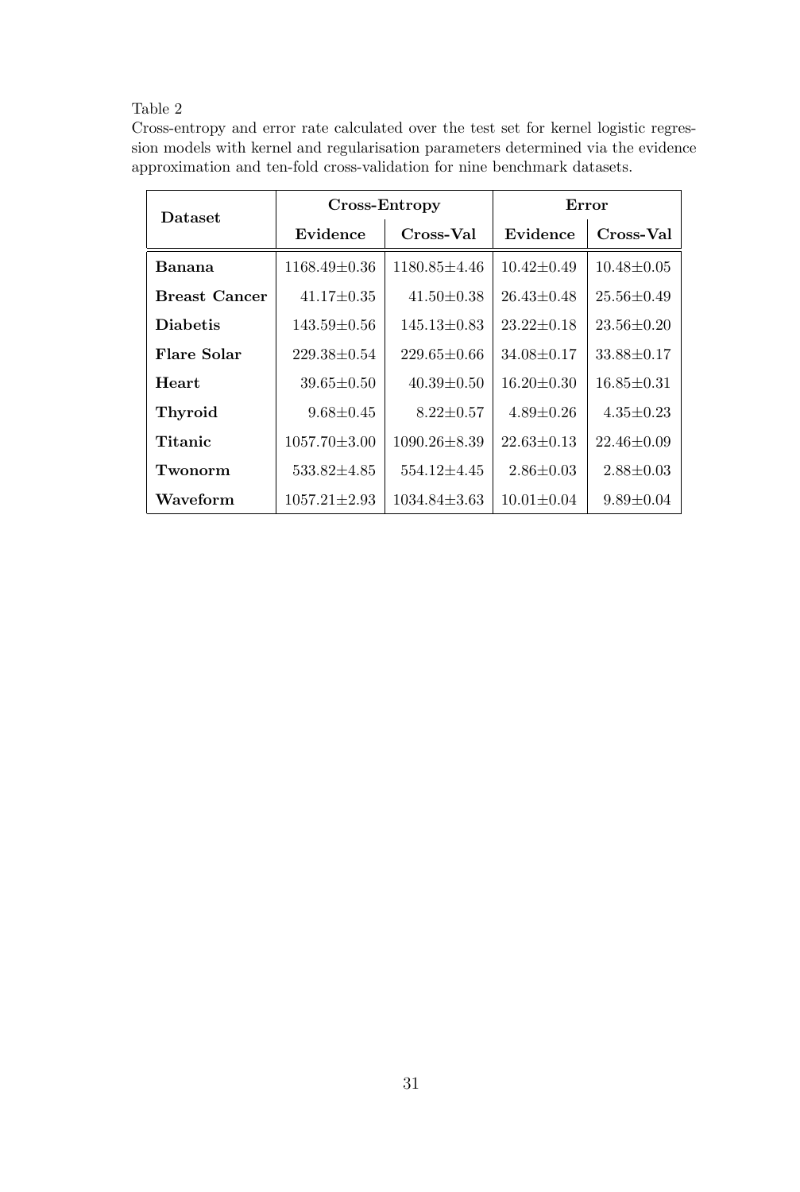Table 2

Cross-entropy and error rate calculated over the test set for kernel logistic regression models with kernel and regularisation parameters determined via the evidence approximation and ten-fold cross-validation for nine benchmark datasets.

| **Dataset** | **Cross-Entropy** | | **Error** | |
|---|---|---|---|---|
| | **Evidence** | **Cross-Val** | **Evidence** | **Cross-Val** |
| **Banana** | 1168.49±0.36 | 1180.85±4.46 | 10.42±0.49 | 10.48±0.05 |
| **Breast Cancer** | 41.17±0.35 | 41.50±0.38 | 26.43±0.48 | 25.56±0.49 |
| **Diabetis** | 143.59±0.56 | 145.13±0.83 | 23.22±0.18 | 23.56±0.20 |
| **Flare Solar** | 229.38±0.54 | 229.65±0.66 | 34.08±0.17 | 33.88±0.17 |
| **Heart** | 39.65±0.50 | 40.39±0.50 | 16.20±0.30 | 16.85±0.31 |
| **Thyroid** | 9.68±0.45 | 8.22±0.57 | 4.89±0.26 | 4.35±0.23 |
| **Titanic** | 1057.70±3.00 | 1090.26±8.39 | 22.63±0.13 | 22.46±0.09 |
| **Twonorm** | 533.82±4.85 | 554.12±4.45 | 2.86±0.03 | 2.88±0.03 |
| **Waveform** | 1057.21±2.93 | 1034.84±3.63 | 10.01±0.04 | 9.89±0.04 |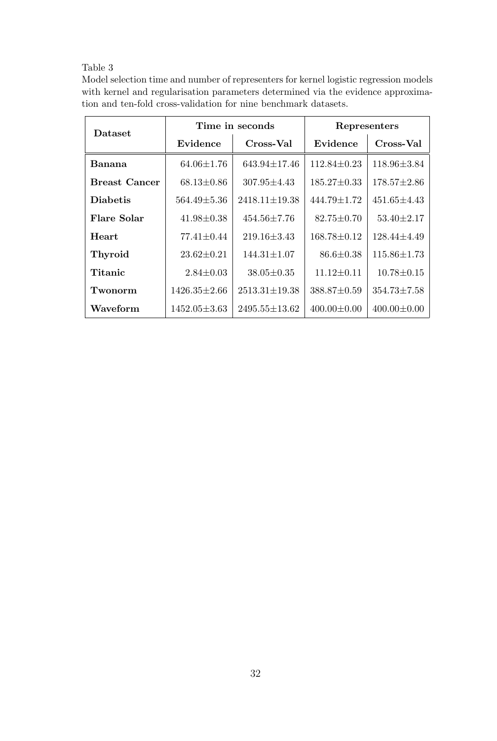Table 3

Model selection time and number of representers for kernel logistic regression models with kernel and regularisation parameters determined via the evidence approximation and ten-fold cross-validation for nine benchmark datasets.

| **Dataset** | **Time in seconds** | | **Representers** | |
|---|---|---|---|---|
| | **Evidence** | **Cross-Val** | **Evidence** | **Cross-Val** |
| **Banana** | 64.06±1.76 | 643.94±17.46 | 112.84±0.23 | 118.96±3.84 |
| **Breast Cancer** | 68.13±0.86 | 307.95±4.43 | 185.27±0.33 | 178.57±2.86 |
| **Diabetis** | 564.49±5.36 | 2418.11±19.38 | 444.79±1.72 | 451.65±4.43 |
| **Flare Solar** | 41.98±0.38 | 454.56±7.76 | 82.75±0.70 | 53.40±2.17 |
| **Heart** | 77.41±0.44 | 219.16±3.43 | 168.78±0.12 | 128.44±4.49 |
| **Thyroid** | 23.62±0.21 | 144.31±1.07 | 86.6±0.38 | 115.86±1.73 |
| **Titanic** | 2.84±0.03 | 38.05±0.35 | 11.12±0.11 | 10.78±0.15 |
| **Twonorm** | 1426.35±2.66 | 2513.31±19.38 | 388.87±0.59 | 354.73±7.58 |
| **Waveform** | 1452.05±3.63 | 2495.55±13.62 | 400.00±0.00 | 400.00±0.00 |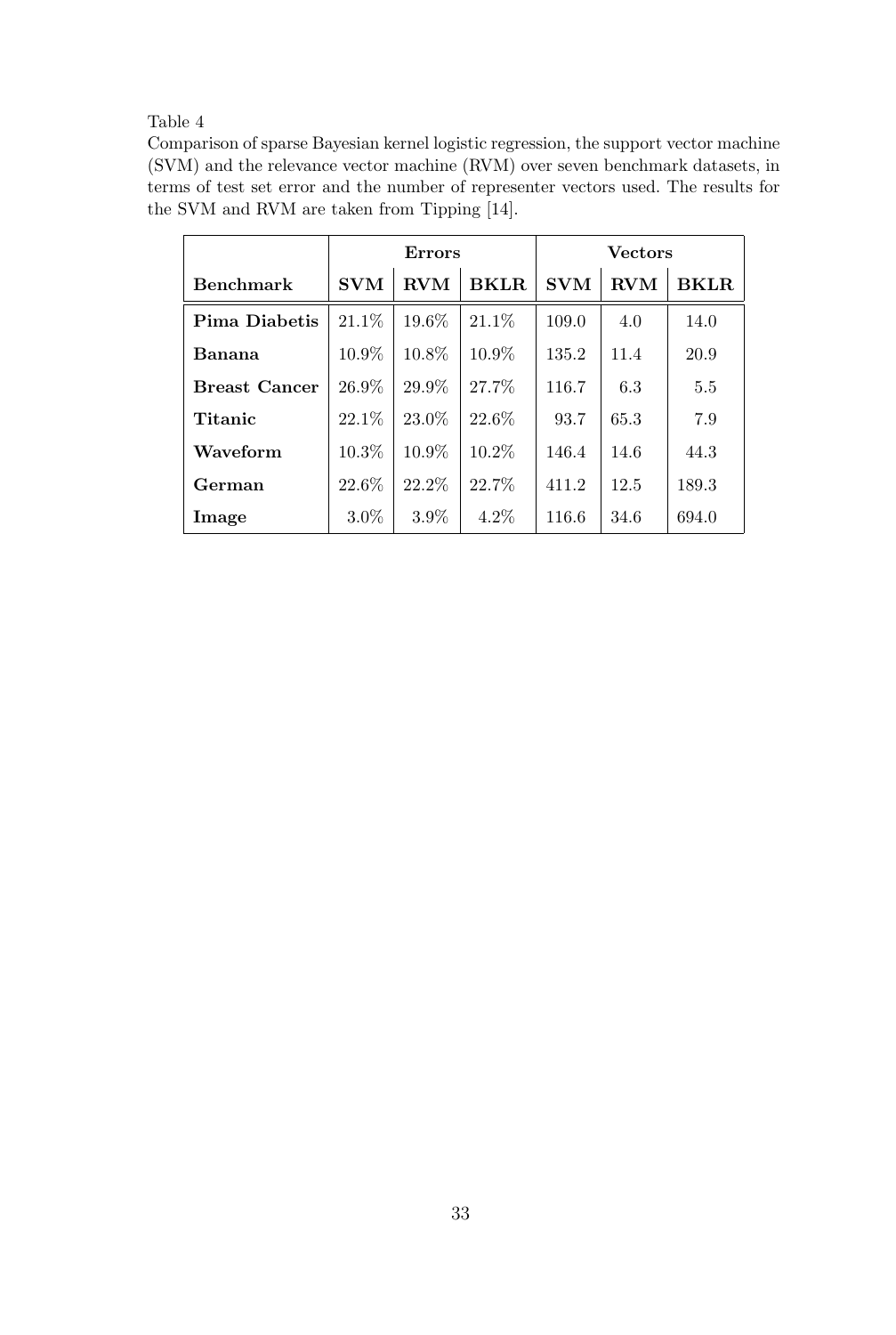Table 4

Comparison of sparse Bayesian kernel logistic regression, the support vector machine (SVM) and the relevance vector machine (RVM) over seven benchmark datasets, in terms of test set error and the number of representer vectors used. The results for the SVM and RVM are taken from Tipping [14].

| | **Errors** | | | **Vectors** | | |
|---|---|---|---|---|---|---|
| **Benchmark** | **SVM** | **RVM** | **BKLR** | **SVM** | **RVM** | **BKLR** |
| **Pima Diabetis** | 21.1% | 19.6% | 21.1% | 109.0 | 4.0 | 14.0 |
| **Banana** | 10.9% | 10.8% | 10.9% | 135.2 | 11.4 | 20.9 |
| **Breast Cancer** | 26.9% | 29.9% | 27.7% | 116.7 | 6.3 | 5.5 |
| **Titanic** | 22.1% | 23.0% | 22.6% | 93.7 | 65.3 | 7.9 |
| **Waveform** | 10.3% | 10.9% | 10.2% | 146.4 | 14.6 | 44.3 |
| **German** | 22.6% | 22.2% | 22.7% | 411.2 | 12.5 | 189.3 |
| **Image** | 3.0% | 3.9% | 4.2% | 116.6 | 34.6 | 694.0 |